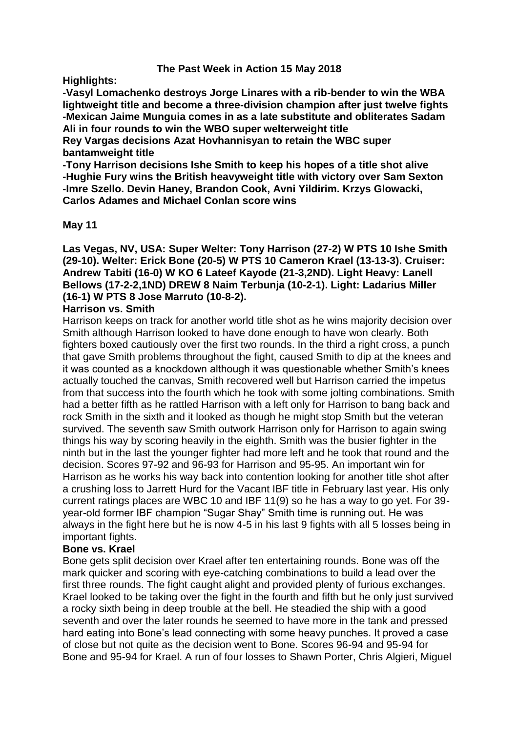# The Past Week in Action 15 May 2018

**Highlights:**

**-Vasyl Lomachenko destroys Jorge Linares with a rib-bender to win the WBA lightweight title and become a three-division champion after just twelve fights**
**-Mexican Jaime Munguia comes in as a late substitute and obliterates Sadam Ali in four rounds to win the WBO super welterweight title**
**Rey Vargas decisions Azat Hovhannisyan to retain the WBC super bantamweight title**
**-Tony Harrison decisions Ishe Smith to keep his hopes of a title shot alive**
**-Hughie Fury wins the British heavyweight title with victory over Sam Sexton**
**-Imre Szello. Devin Haney, Brandon Cook, Avni Yildirim. Krzys Glowacki, Carlos Adames and Michael Conlan score wins**

## May 11

**Las Vegas, NV, USA: Super Welter: Tony Harrison (27-2) W PTS 10 Ishe Smith (29-10). Welter: Erick Bone (20-5) W PTS 10 Cameron Krael (13-13-3). Cruiser: Andrew Tabiti (16-0) W KO 6 Lateef Kayode (21-3,2ND). Light Heavy: Lanell Bellows (17-2-2,1ND) DREW 8 Naim Terbunja (10-2-1). Light: Ladarius Miller (16-1) W PTS 8 Jose Marruto (10-8-2).**

**Harrison vs. Smith**

Harrison keeps on track for another world title shot as he wins majority decision over Smith although Harrison looked to have done enough to have won clearly. Both fighters boxed cautiously over the first two rounds. In the third a right cross, a punch that gave Smith problems throughout the fight, caused Smith to dip at the knees and it was counted as a knockdown although it was questionable whether Smith's knees actually touched the canvas, Smith recovered well but Harrison carried the impetus from that success into the fourth which he took with some jolting combinations. Smith had a better fifth as he rattled Harrison with a left only for Harrison to bang back and rock Smith in the sixth and it looked as though he might stop Smith but the veteran survived. The seventh saw Smith outwork Harrison only for Harrison to again swing things his way by scoring heavily in the eighth. Smith was the busier fighter in the ninth but in the last the younger fighter had more left and he took that round and the decision. Scores 97-92 and 96-93 for Harrison and 95-95. An important win for Harrison as he works his way back into contention looking for another title shot after a crushing loss to Jarrett Hurd for the Vacant IBF title in February last year. His only current ratings places are WBC 10 and IBF 11(9) so he has a way to go yet. For 39-year-old former IBF champion "Sugar Shay" Smith time is running out. He was always in the fight here but he is now 4-5 in his last 9 fights with all 5 losses being in important fights.

**Bone vs. Krael**

Bone gets split decision over Krael after ten entertaining rounds. Bone was off the mark quicker and scoring with eye-catching combinations to build a lead over the first three rounds. The fight caught alight and provided plenty of furious exchanges. Krael looked to be taking over the fight in the fourth and fifth but he only just survived a rocky sixth being in deep trouble at the bell. He steadied the ship with a good seventh and over the later rounds he seemed to have more in the tank and pressed hard eating into Bone's lead connecting with some heavy punches. It proved a case of close but not quite as the decision went to Bone. Scores 96-94 and 95-94 for Bone and 95-94 for Krael. A run of four losses to Shawn Porter, Chris Algieri, Miguel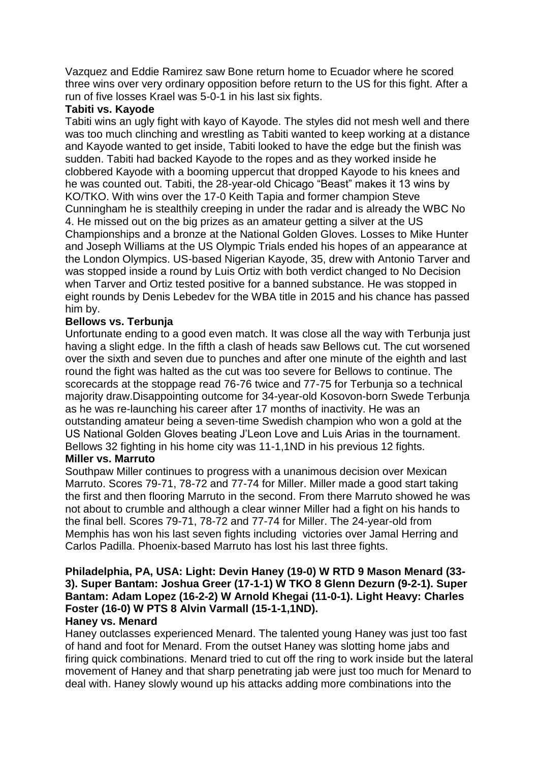Vazquez and Eddie Ramirez saw Bone return home to Ecuador where he scored three wins over very ordinary opposition before return to the US for this fight. After a run of five losses Krael was 5-0-1 in his last six fights.

**Tabiti vs. Kayode**

Tabiti wins an ugly fight with kayo of Kayode. The styles did not mesh well and there was too much clinching and wrestling as Tabiti wanted to keep working at a distance and Kayode wanted to get inside, Tabiti looked to have the edge but the finish was sudden. Tabiti had backed Kayode to the ropes and as they worked inside he clobbered Kayode with a booming uppercut that dropped Kayode to his knees and he was counted out. Tabiti, the 28-year-old Chicago "Beast" makes it 13 wins by KO/TKO. With wins over the 17-0 Keith Tapia and former champion Steve Cunningham he is stealthily creeping in under the radar and is already the WBC No 4. He missed out on the big prizes as an amateur getting a silver at the US Championships and a bronze at the National Golden Gloves. Losses to Mike Hunter and Joseph Williams at the US Olympic Trials ended his hopes of an appearance at the London Olympics. US-based Nigerian Kayode, 35, drew with Antonio Tarver and was stopped inside a round by Luis Ortiz with both verdict changed to No Decision when Tarver and Ortiz tested positive for a banned substance. He was stopped in eight rounds by Denis Lebedev for the WBA title in 2015 and his chance has passed him by.

**Bellows vs. Terbunja**

Unfortunate ending to a good even match. It was close all the way with Terbunja just having a slight edge. In the fifth a clash of heads saw Bellows cut. The cut worsened over the sixth and seven due to punches and after one minute of the eighth and last round the fight was halted as the cut was too severe for Bellows to continue. The scorecards at the stoppage read 76-76 twice and 77-75 for Terbunja so a technical majority draw.Disappointing outcome for 34-year-old Kosovon-born Swede Terbunja as he was re-launching his career after 17 months of inactivity. He was an outstanding amateur being a seven-time Swedish champion who won a gold at the US National Golden Gloves beating J'Leon Love and Luis Arias in the tournament. Bellows 32 fighting in his home city was 11-1,1ND in his previous 12 fights.

**Miller vs. Marruto**

Southpaw Miller continues to progress with a unanimous decision over Mexican Marruto. Scores 79-71, 78-72 and 77-74 for Miller. Miller made a good start taking the first and then flooring Marruto in the second. From there Marruto showed he was not about to crumble and although a clear winner Miller had a fight on his hands to the final bell. Scores 79-71, 78-72 and 77-74 for Miller. The 24-year-old from Memphis has won his last seven fights including victories over Jamal Herring and Carlos Padilla. Phoenix-based Marruto has lost his last three fights.

**Philadelphia, PA, USA: Light: Devin Haney (19-0) W RTD 9 Mason Menard (33-3). Super Bantam: Joshua Greer (17-1-1) W TKO 8 Glenn Dezurn (9-2-1). Super Bantam: Adam Lopez (16-2-2) W Arnold Khegai (11-0-1). Light Heavy: Charles Foster (16-0) W PTS 8 Alvin Varmall (15-1-1,1ND).**

**Haney vs. Menard**

Haney outclasses experienced Menard. The talented young Haney was just too fast of hand and foot for Menard. From the outset Haney was slotting home jabs and firing quick combinations. Menard tried to cut off the ring to work inside but the lateral movement of Haney and that sharp penetrating jab were just too much for Menard to deal with. Haney slowly wound up his attacks adding more combinations into the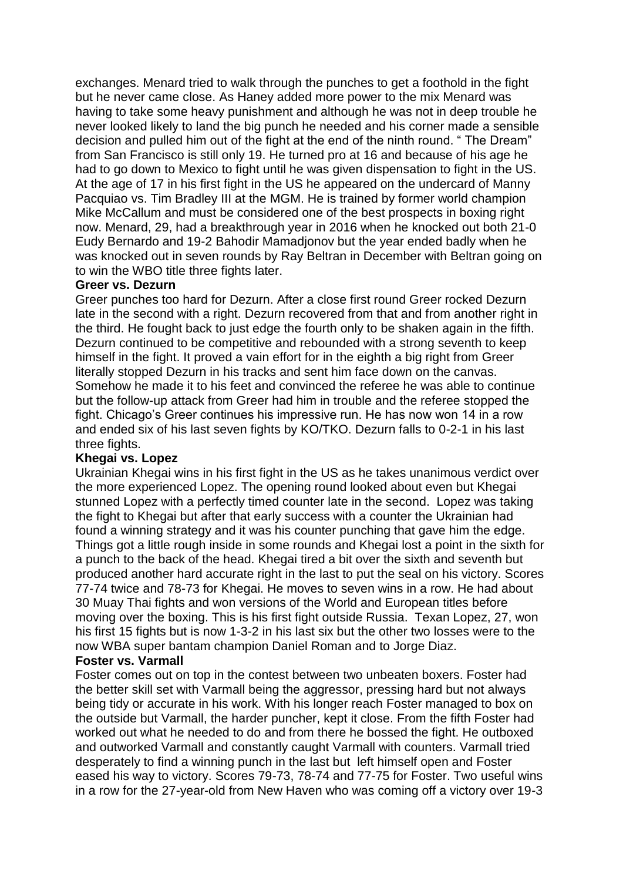exchanges. Menard tried to walk through the punches to get a foothold in the fight but he never came close. As Haney added more power to the mix Menard was having to take some heavy punishment and although he was not in deep trouble he never looked likely to land the big punch he needed and his corner made a sensible decision and pulled him out of the fight at the end of the ninth round. " The Dream" from San Francisco is still only 19. He turned pro at 16 and because of his age he had to go down to Mexico to fight until he was given dispensation to fight in the US. At the age of 17 in his first fight in the US he appeared on the undercard of Manny Pacquiao vs. Tim Bradley III at the MGM. He is trained by former world champion Mike McCallum and must be considered one of the best prospects in boxing right now. Menard, 29, had a breakthrough year in 2016 when he knocked out both 21-0 Eudy Bernardo and 19-2 Bahodir Mamadjonov but the year ended badly when he was knocked out in seven rounds by Ray Beltran in December with Beltran going on to win the WBO title three fights later.

**Greer vs. Dezurn**

Greer punches too hard for Dezurn. After a close first round Greer rocked Dezurn late in the second with a right. Dezurn recovered from that and from another right in the third. He fought back to just edge the fourth only to be shaken again in the fifth. Dezurn continued to be competitive and rebounded with a strong seventh to keep himself in the fight. It proved a vain effort for in the eighth a big right from Greer literally stopped Dezurn in his tracks and sent him face down on the canvas. Somehow he made it to his feet and convinced the referee he was able to continue but the follow-up attack from Greer had him in trouble and the referee stopped the fight. Chicago's Greer continues his impressive run. He has now won 14 in a row and ended six of his last seven fights by KO/TKO. Dezurn falls to 0-2-1 in his last three fights.

**Khegai vs. Lopez**

Ukrainian Khegai wins in his first fight in the US as he takes unanimous verdict over the more experienced Lopez. The opening round looked about even but Khegai stunned Lopez with a perfectly timed counter late in the second. Lopez was taking the fight to Khegai but after that early success with a counter the Ukrainian had found a winning strategy and it was his counter punching that gave him the edge. Things got a little rough inside in some rounds and Khegai lost a point in the sixth for a punch to the back of the head. Khegai tired a bit over the sixth and seventh but produced another hard accurate right in the last to put the seal on his victory. Scores 77-74 twice and 78-73 for Khegai. He moves to seven wins in a row. He had about 30 Muay Thai fights and won versions of the World and European titles before moving over the boxing. This is his first fight outside Russia. Texan Lopez, 27, won his first 15 fights but is now 1-3-2 in his last six but the other two losses were to the now WBA super bantam champion Daniel Roman and to Jorge Diaz.

**Foster vs. Varmall**

Foster comes out on top in the contest between two unbeaten boxers. Foster had the better skill set with Varmall being the aggressor, pressing hard but not always being tidy or accurate in his work. With his longer reach Foster managed to box on the outside but Varmall, the harder puncher, kept it close. From the fifth Foster had worked out what he needed to do and from there he bossed the fight. He outboxed and outworked Varmall and constantly caught Varmall with counters. Varmall tried desperately to find a winning punch in the last but left himself open and Foster eased his way to victory. Scores 79-73, 78-74 and 77-75 for Foster. Two useful wins in a row for the 27-year-old from New Haven who was coming off a victory over 19-3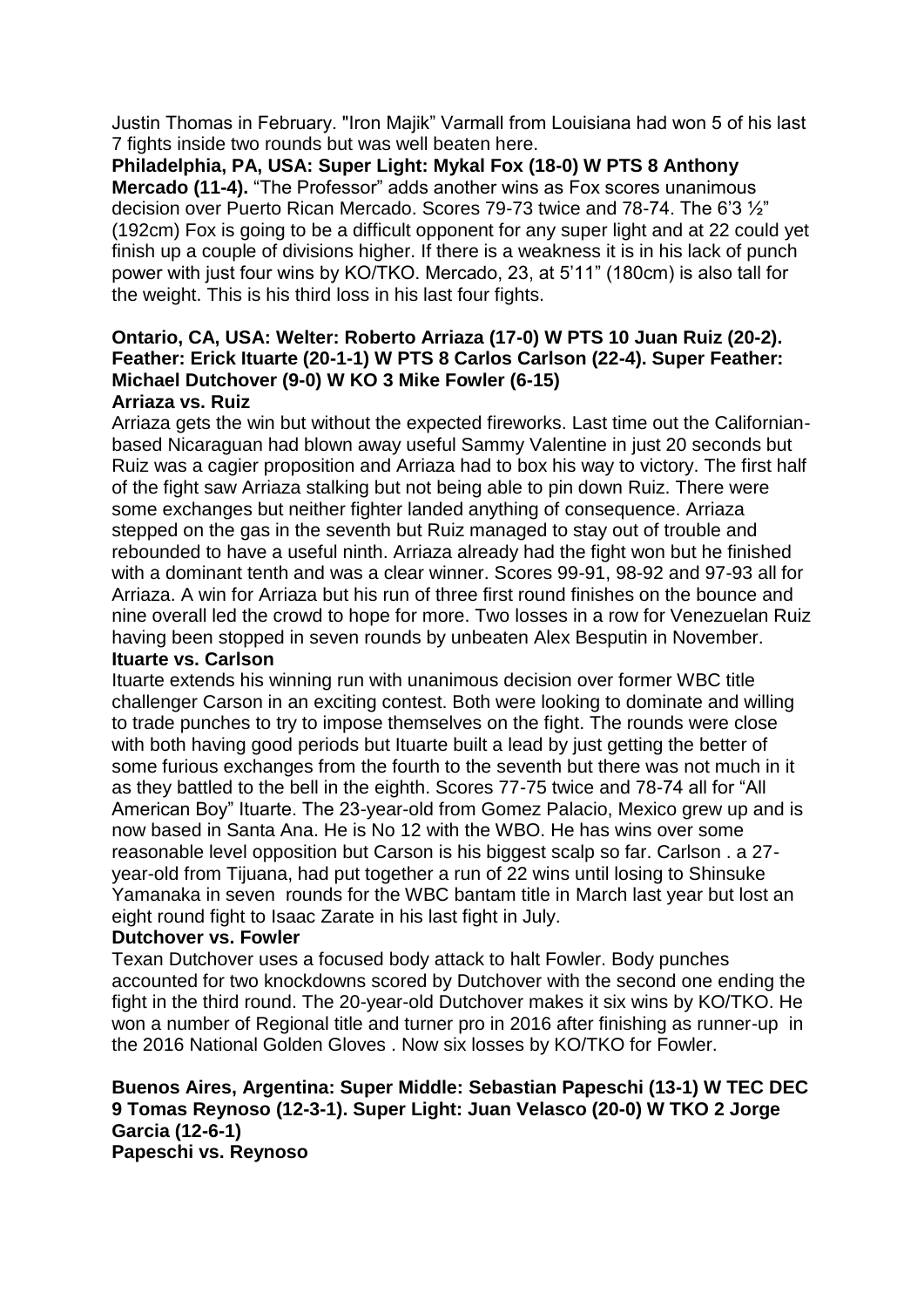Justin Thomas in February. "Iron Majik" Varmall from Louisiana had won 5 of his last 7 fights inside two rounds but was well beaten here.

**Philadelphia, PA, USA: Super Light: Mykal Fox (18-0) W PTS 8 Anthony Mercado (11-4).** "The Professor" adds another wins as Fox scores unanimous decision over Puerto Rican Mercado. Scores 79-73 twice and 78-74. The 6'3 ½" (192cm) Fox is going to be a difficult opponent for any super light and at 22 could yet finish up a couple of divisions higher. If there is a weakness it is in his lack of punch power with just four wins by KO/TKO. Mercado, 23, at 5'11" (180cm) is also tall for the weight. This is his third loss in his last four fights.

**Ontario, CA, USA: Welter: Roberto Arriaza (17-0) W PTS 10 Juan Ruiz (20-2). Feather: Erick Ituarte (20-1-1) W PTS 8 Carlos Carlson (22-4). Super Feather: Michael Dutchover (9-0) W KO 3 Mike Fowler (6-15)**

**Arriaza vs. Ruiz**

Arriaza gets the win but without the expected fireworks. Last time out the Californian-based Nicaraguan had blown away useful Sammy Valentine in just 20 seconds but Ruiz was a cagier proposition and Arriaza had to box his way to victory. The first half of the fight saw Arriaza stalking but not being able to pin down Ruiz. There were some exchanges but neither fighter landed anything of consequence. Arriaza stepped on the gas in the seventh but Ruiz managed to stay out of trouble and rebounded to have a useful ninth. Arriaza already had the fight won but he finished with a dominant tenth and was a clear winner. Scores 99-91, 98-92 and 97-93 all for Arriaza. A win for Arriaza but his run of three first round finishes on the bounce and nine overall led the crowd to hope for more. Two losses in a row for Venezuelan Ruiz having been stopped in seven rounds by unbeaten Alex Besputin in November.

**Ituarte vs. Carlson**

Ituarte extends his winning run with unanimous decision over former WBC title challenger Carson in an exciting contest. Both were looking to dominate and willing to trade punches to try to impose themselves on the fight. The rounds were close with both having good periods but Ituarte built a lead by just getting the better of some furious exchanges from the fourth to the seventh but there was not much in it as they battled to the bell in the eighth. Scores 77-75 twice and 78-74 all for "All American Boy" Ituarte. The 23-year-old from Gomez Palacio, Mexico grew up and is now based in Santa Ana. He is No 12 with the WBO. He has wins over some reasonable level opposition but Carson is his biggest scalp so far. Carlson . a 27-year-old from Tijuana, had put together a run of 22 wins until losing to Shinsuke Yamanaka in seven rounds for the WBC bantam title in March last year but lost an eight round fight to Isaac Zarate in his last fight in July.

**Dutchover vs. Fowler**

Texan Dutchover uses a focused body attack to halt Fowler. Body punches accounted for two knockdowns scored by Dutchover with the second one ending the fight in the third round. The 20-year-old Dutchover makes it six wins by KO/TKO. He won a number of Regional title and turner pro in 2016 after finishing as runner-up in the 2016 National Golden Gloves . Now six losses by KO/TKO for Fowler.

**Buenos Aires, Argentina: Super Middle: Sebastian Papeschi (13-1) W TEC DEC 9 Tomas Reynoso (12-3-1). Super Light: Juan Velasco (20-0) W TKO 2 Jorge Garcia (12-6-1)**

**Papeschi vs. Reynoso**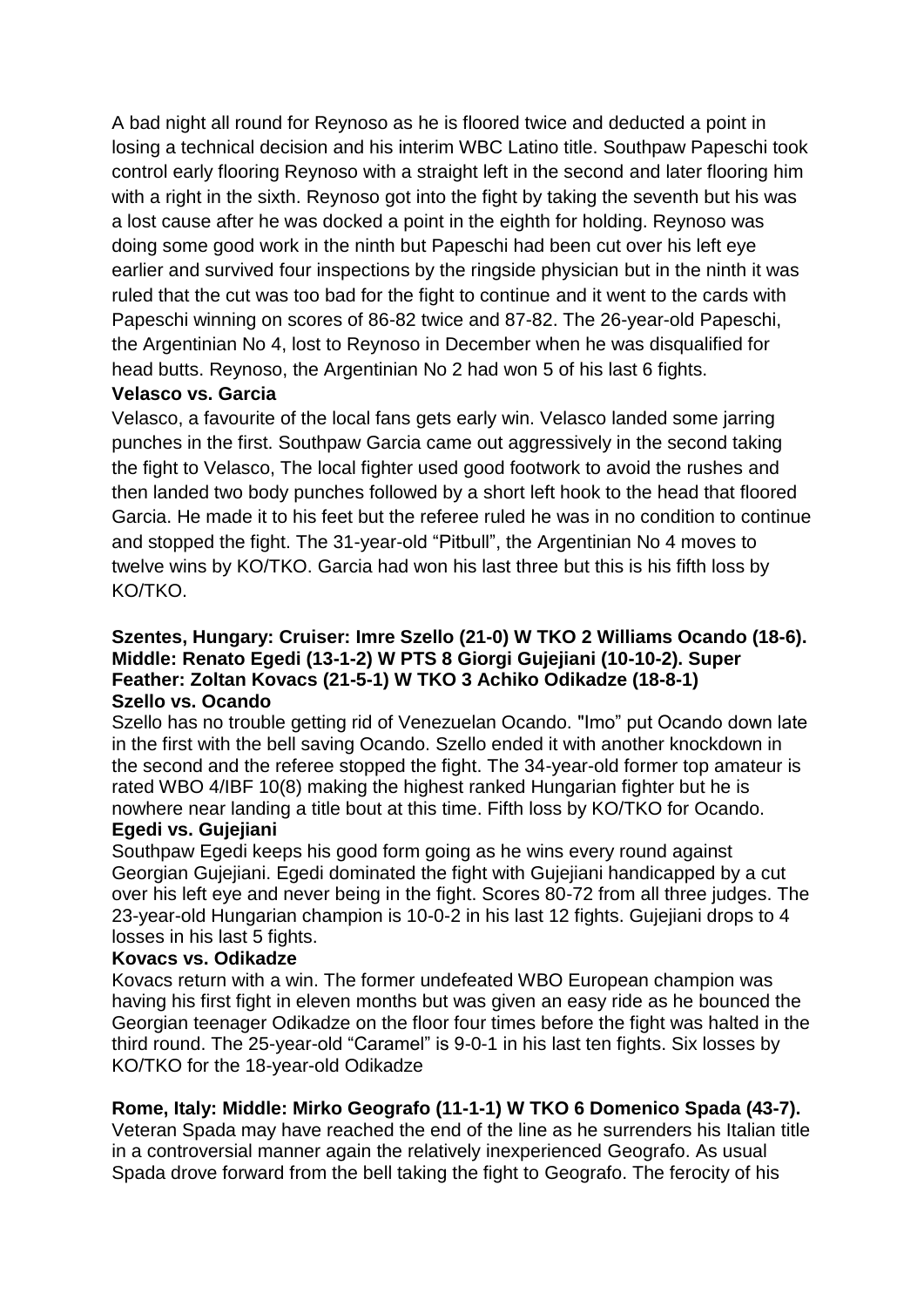A bad night all round for Reynoso as he is floored twice and deducted a point in losing a technical decision and his interim WBC Latino title. Southpaw Papeschi took control early flooring Reynoso with a straight left in the second and later flooring him with a right in the sixth. Reynoso got into the fight by taking the seventh but his was a lost cause after he was docked a point in the eighth for holding. Reynoso was doing some good work in the ninth but Papeschi had been cut over his left eye earlier and survived four inspections by the ringside physician but in the ninth it was ruled that the cut was too bad for the fight to continue and it went to the cards with Papeschi winning on scores of 86-82 twice and 87-82. The 26-year-old Papeschi, the Argentinian No 4, lost to Reynoso in December when he was disqualified for head butts. Reynoso, the Argentinian No 2 had won 5 of his last 6 fights.

**Velasco vs. Garcia**

Velasco, a favourite of the local fans gets early win. Velasco landed some jarring punches in the first. Southpaw Garcia came out aggressively in the second taking the fight to Velasco, The local fighter used good footwork to avoid the rushes and then landed two body punches followed by a short left hook to the head that floored Garcia. He made it to his feet but the referee ruled he was in no condition to continue and stopped the fight. The 31-year-old "Pitbull", the Argentinian No 4 moves to twelve wins by KO/TKO. Garcia had won his last three but this is his fifth loss by KO/TKO.

**Szentes, Hungary: Cruiser: Imre Szello (21-0) W TKO 2 Williams Ocando (18-6). Middle: Renato Egedi (13-1-2) W PTS 8 Giorgi Gujejiani (10-10-2). Super Feather: Zoltan Kovacs (21-5-1) W TKO 3 Achiko Odikadze (18-8-1)**

**Szello vs. Ocando**

Szello has no trouble getting rid of Venezuelan Ocando. "Imo" put Ocando down late in the first with the bell saving Ocando. Szello ended it with another knockdown in the second and the referee stopped the fight. The 34-year-old former top amateur is rated WBO 4/IBF 10(8) making the highest ranked Hungarian fighter but he is nowhere near landing a title bout at this time. Fifth loss by KO/TKO for Ocando.

**Egedi vs. Gujejiani**

Southpaw Egedi keeps his good form going as he wins every round against Georgian Gujejiani. Egedi dominated the fight with Gujejiani handicapped by a cut over his left eye and never being in the fight. Scores 80-72 from all three judges. The 23-year-old Hungarian champion is 10-0-2 in his last 12 fights. Gujejiani drops to 4 losses in his last 5 fights.

**Kovacs vs. Odikadze**

Kovacs return with a win. The former undefeated WBO European champion was having his first fight in eleven months but was given an easy ride as he bounced the Georgian teenager Odikadze on the floor four times before the fight was halted in the third round. The 25-year-old "Caramel" is 9-0-1 in his last ten fights. Six losses by KO/TKO for the 18-year-old Odikadze

**Rome, Italy: Middle: Mirko Geografo (11-1-1) W TKO 6 Domenico Spada (43-7).**

Veteran Spada may have reached the end of the line as he surrenders his Italian title in a controversial manner again the relatively inexperienced Geografo. As usual Spada drove forward from the bell taking the fight to Geografo. The ferocity of his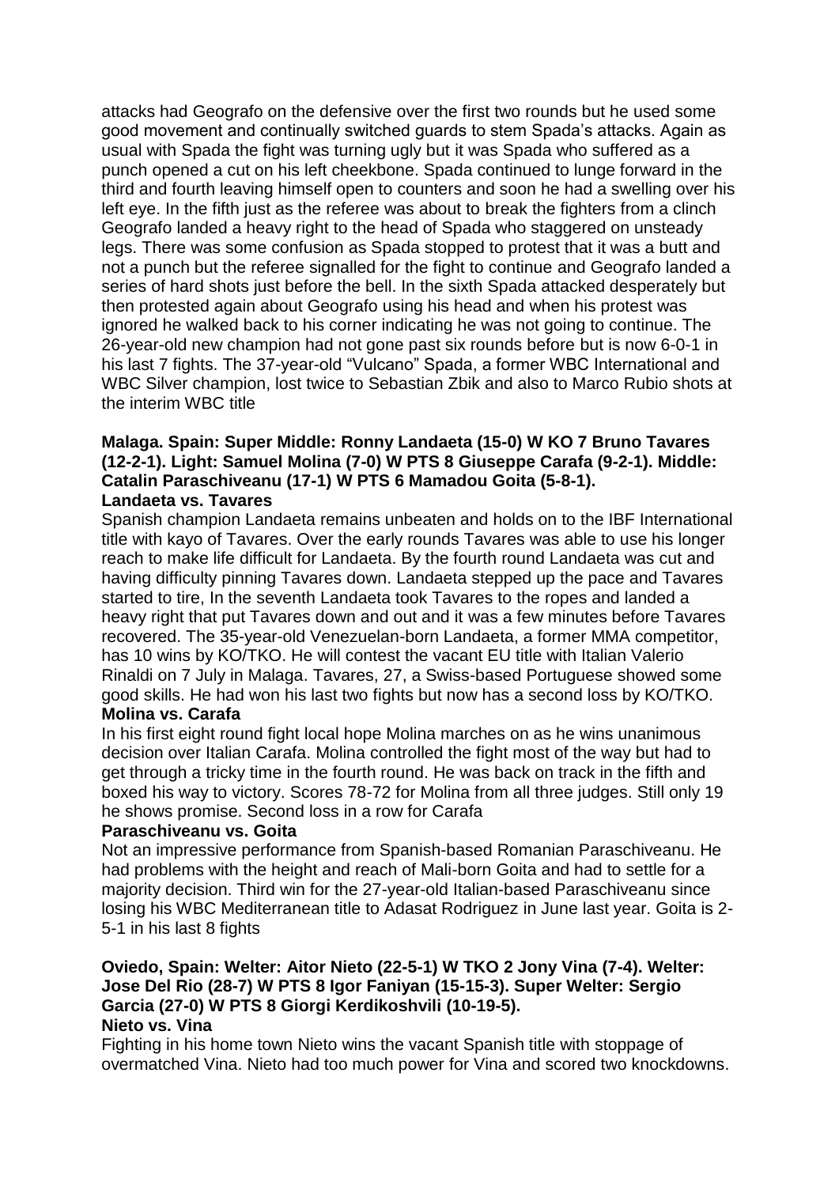attacks had Geografo on the defensive over the first two rounds but he used some good movement and continually switched guards to stem Spada's attacks. Again as usual with Spada the fight was turning ugly but it was Spada who suffered as a punch opened a cut on his left cheekbone. Spada continued to lunge forward in the third and fourth leaving himself open to counters and soon he had a swelling over his left eye. In the fifth just as the referee was about to break the fighters from a clinch Geografo landed a heavy right to the head of Spada who staggered on unsteady legs. There was some confusion as Spada stopped to protest that it was a butt and not a punch but the referee signalled for the fight to continue and Geografo landed a series of hard shots just before the bell. In the sixth Spada attacked desperately but then protested again about Geografo using his head and when his protest was ignored he walked back to his corner indicating he was not going to continue. The 26-year-old new champion had not gone past six rounds before but is now 6-0-1 in his last 7 fights. The 37-year-old "Vulcano" Spada, a former WBC International and WBC Silver champion, lost twice to Sebastian Zbik and also to Marco Rubio shots at the interim WBC title

**Malaga. Spain: Super Middle: Ronny Landaeta (15-0) W KO 7 Bruno Tavares (12-2-1). Light: Samuel Molina (7-0) W PTS 8 Giuseppe Carafa (9-2-1). Middle: Catalin Paraschiveanu (17-1) W PTS 6 Mamadou Goita (5-8-1).**

**Landaeta vs. Tavares**

Spanish champion Landaeta remains unbeaten and holds on to the IBF International title with kayo of Tavares. Over the early rounds Tavares was able to use his longer reach to make life difficult for Landaeta. By the fourth round Landaeta was cut and having difficulty pinning Tavares down. Landaeta stepped up the pace and Tavares started to tire, In the seventh Landaeta took Tavares to the ropes and landed a heavy right that put Tavares down and out and it was a few minutes before Tavares recovered. The 35-year-old Venezuelan-born Landaeta, a former MMA competitor, has 10 wins by KO/TKO. He will contest the vacant EU title with Italian Valerio Rinaldi on 7 July in Malaga. Tavares, 27, a Swiss-based Portuguese showed some good skills. He had won his last two fights but now has a second loss by KO/TKO.

**Molina vs. Carafa**

In his first eight round fight local hope Molina marches on as he wins unanimous decision over Italian Carafa. Molina controlled the fight most of the way but had to get through a tricky time in the fourth round. He was back on track in the fifth and boxed his way to victory. Scores 78-72 for Molina from all three judges. Still only 19 he shows promise. Second loss in a row for Carafa

**Paraschiveanu vs. Goita**

Not an impressive performance from Spanish-based Romanian Paraschiveanu. He had problems with the height and reach of Mali-born Goita and had to settle for a majority decision. Third win for the 27-year-old Italian-based Paraschiveanu since losing his WBC Mediterranean title to Adasat Rodriguez in June last year. Goita is 2-5-1 in his last 8 fights

**Oviedo, Spain: Welter: Aitor Nieto (22-5-1) W TKO 2 Jony Vina (7-4). Welter: Jose Del Rio (28-7) W PTS 8 Igor Faniyan (15-15-3). Super Welter: Sergio Garcia (27-0) W PTS 8 Giorgi Kerdikoshvili (10-19-5).**

**Nieto vs. Vina**

Fighting in his home town Nieto wins the vacant Spanish title with stoppage of overmatched Vina. Nieto had too much power for Vina and scored two knockdowns.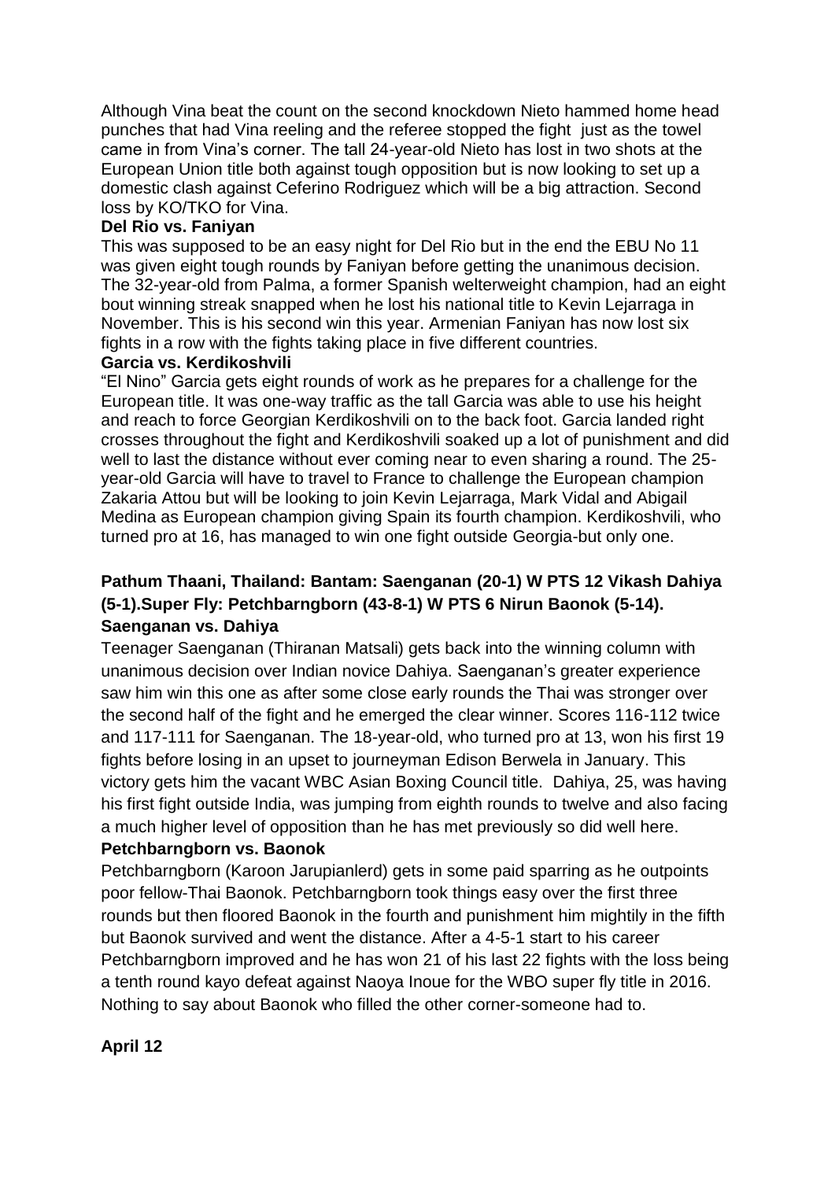Although Vina beat the count on the second knockdown Nieto hammed home head punches that had Vina reeling and the referee stopped the fight just as the towel came in from Vina's corner. The tall 24-year-old Nieto has lost in two shots at the European Union title both against tough opposition but is now looking to set up a domestic clash against Ceferino Rodriguez which will be a big attraction. Second loss by KO/TKO for Vina.

**Del Rio vs. Faniyan**

This was supposed to be an easy night for Del Rio but in the end the EBU No 11 was given eight tough rounds by Faniyan before getting the unanimous decision. The 32-year-old from Palma, a former Spanish welterweight champion, had an eight bout winning streak snapped when he lost his national title to Kevin Lejarraga in November. This is his second win this year. Armenian Faniyan has now lost six fights in a row with the fights taking place in five different countries.

**Garcia vs. Kerdikoshvili**

"El Nino" Garcia gets eight rounds of work as he prepares for a challenge for the European title. It was one-way traffic as the tall Garcia was able to use his height and reach to force Georgian Kerdikoshvili on to the back foot. Garcia landed right crosses throughout the fight and Kerdikoshvili soaked up a lot of punishment and did well to last the distance without ever coming near to even sharing a round. The 25-year-old Garcia will have to travel to France to challenge the European champion Zakaria Attou but will be looking to join Kevin Lejarraga, Mark Vidal and Abigail Medina as European champion giving Spain its fourth champion. Kerdikoshvili, who turned pro at 16, has managed to win one fight outside Georgia-but only one.

**Pathum Thaani, Thailand: Bantam: Saenganan (20-1) W PTS 12 Vikash Dahiya (5-1).Super Fly: Petchbarngborn (43-8-1) W PTS 6 Nirun Baonok (5-14).**

**Saenganan vs. Dahiya**

Teenager Saenganan (Thiranan Matsali) gets back into the winning column with unanimous decision over Indian novice Dahiya. Saenganan's greater experience saw him win this one as after some close early rounds the Thai was stronger over the second half of the fight and he emerged the clear winner. Scores 116-112 twice and 117-111 for Saenganan. The 18-year-old, who turned pro at 13, won his first 19 fights before losing in an upset to journeyman Edison Berwela in January. This victory gets him the vacant WBC Asian Boxing Council title. Dahiya, 25, was having his first fight outside India, was jumping from eighth rounds to twelve and also facing a much higher level of opposition than he has met previously so did well here.

**Petchbarngborn vs. Baonok**

Petchbarngborn (Karoon Jarupianlerd) gets in some paid sparring as he outpoints poor fellow-Thai Baonok. Petchbarngborn took things easy over the first three rounds but then floored Baonok in the fourth and punishment him mightily in the fifth but Baonok survived and went the distance. After a 4-5-1 start to his career Petchbarngborn improved and he has won 21 of his last 22 fights with the loss being a tenth round kayo defeat against Naoya Inoue for the WBO super fly title in 2016. Nothing to say about Baonok who filled the other corner-someone had to.

**April 12**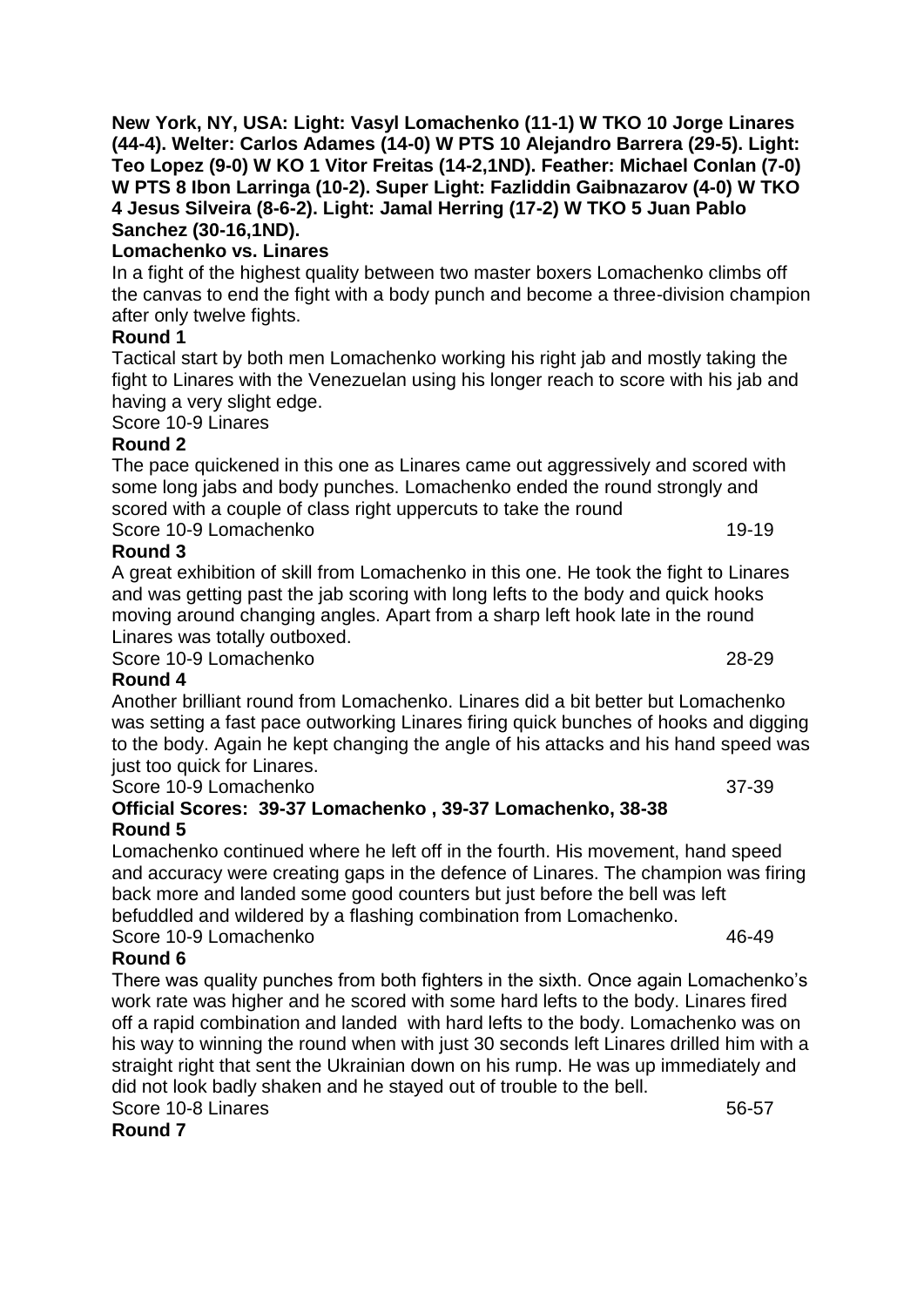**New York, NY, USA: Light: Vasyl Lomachenko (11-1) W TKO 10 Jorge Linares (44-4). Welter: Carlos Adames (14-0) W PTS 10 Alejandro Barrera (29-5). Light: Teo Lopez (9-0) W KO 1 Vitor Freitas (14-2,1ND). Feather: Michael Conlan (7-0) W PTS 8 Ibon Larringa (10-2). Super Light: Fazliddin Gaibnazarov (4-0) W TKO 4 Jesus Silveira (8-6-2). Light: Jamal Herring (17-2) W TKO 5 Juan Pablo Sanchez (30-16,1ND).**

**Lomachenko vs. Linares**

In a fight of the highest quality between two master boxers Lomachenko climbs off the canvas to end the fight with a body punch and become a three-division champion after only twelve fights.

**Round 1**

Tactical start by both men Lomachenko working his right jab and mostly taking the fight to Linares with the Venezuelan using his longer reach to score with his jab and having a very slight edge.

Score 10-9 Linares

**Round 2**

The pace quickened in this one as Linares came out aggressively and scored with some long jabs and body punches. Lomachenko ended the round strongly and scored with a couple of class right uppercuts to take the round

Score 10-9 Lomachenko 19-19

**Round 3**

A great exhibition of skill from Lomachenko in this one. He took the fight to Linares and was getting past the jab scoring with long lefts to the body and quick hooks moving around changing angles. Apart from a sharp left hook late in the round Linares was totally outboxed.

Score 10-9 Lomachenko 28-29

**Round 4**

Another brilliant round from Lomachenko. Linares did a bit better but Lomachenko was setting a fast pace outworking Linares firing quick bunches of hooks and digging to the body. Again he kept changing the angle of his attacks and his hand speed was just too quick for Linares.

Score 10-9 Lomachenko 37-39

**Official Scores: 39-37 Lomachenko , 39-37 Lomachenko, 38-38**

**Round 5**

Lomachenko continued where he left off in the fourth. His movement, hand speed and accuracy were creating gaps in the defence of Linares. The champion was firing back more and landed some good counters but just before the bell was left befuddled and wildered by a flashing combination from Lomachenko.

Score 10-9 Lomachenko 46-49

**Round 6**

There was quality punches from both fighters in the sixth. Once again Lomachenko's work rate was higher and he scored with some hard lefts to the body. Linares fired off a rapid combination and landed with hard lefts to the body. Lomachenko was on his way to winning the round when with just 30 seconds left Linares drilled him with a straight right that sent the Ukrainian down on his rump. He was up immediately and did not look badly shaken and he stayed out of trouble to the bell.

Score 10-8 Linares 56-57

**Round 7**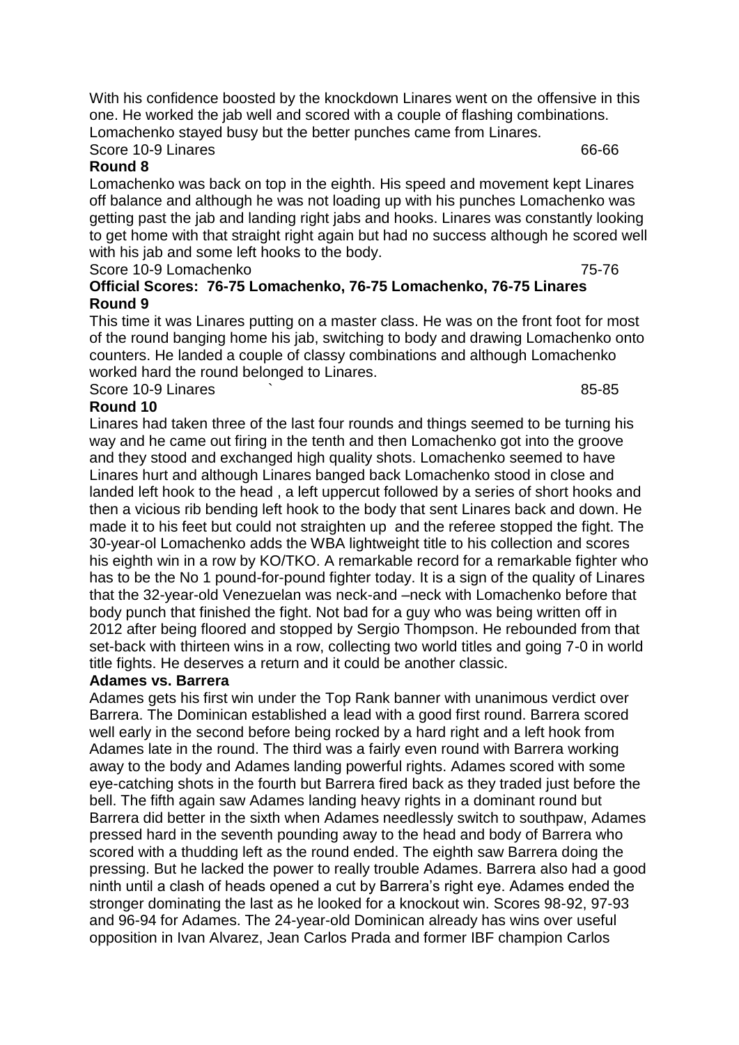With his confidence boosted by the knockdown Linares went on the offensive in this one. He worked the jab well and scored with a couple of flashing combinations. Lomachenko stayed busy but the better punches came from Linares.

Score 10-9 Linares 66-66

**Round 8**

Lomachenko was back on top in the eighth. His speed and movement kept Linares off balance and although he was not loading up with his punches Lomachenko was getting past the jab and landing right jabs and hooks. Linares was constantly looking to get home with that straight right again but had no success although he scored well with his jab and some left hooks to the body.

Score 10-9 Lomachenko 75-76

**Official Scores: 76-75 Lomachenko, 76-75 Lomachenko, 76-75 Linares**

**Round 9**

This time it was Linares putting on a master class. He was on the front foot for most of the round banging home his jab, switching to body and drawing Lomachenko onto counters. He landed a couple of classy combinations and although Lomachenko worked hard the round belonged to Linares.

Score 10-9 Linares ` 85-85

**Round 10**

Linares had taken three of the last four rounds and things seemed to be turning his way and he came out firing in the tenth and then Lomachenko got into the groove and they stood and exchanged high quality shots. Lomachenko seemed to have Linares hurt and although Linares banged back Lomachenko stood in close and landed left hook to the head , a left uppercut followed by a series of short hooks and then a vicious rib bending left hook to the body that sent Linares back and down. He made it to his feet but could not straighten up and the referee stopped the fight. The 30-year-ol Lomachenko adds the WBA lightweight title to his collection and scores his eighth win in a row by KO/TKO. A remarkable record for a remarkable fighter who has to be the No 1 pound-for-pound fighter today. It is a sign of the quality of Linares that the 32-year-old Venezuelan was neck-and –neck with Lomachenko before that body punch that finished the fight. Not bad for a guy who was being written off in 2012 after being floored and stopped by Sergio Thompson. He rebounded from that set-back with thirteen wins in a row, collecting two world titles and going 7-0 in world title fights. He deserves a return and it could be another classic.

**Adames vs. Barrera**

Adames gets his first win under the Top Rank banner with unanimous verdict over Barrera. The Dominican established a lead with a good first round. Barrera scored well early in the second before being rocked by a hard right and a left hook from Adames late in the round. The third was a fairly even round with Barrera working away to the body and Adames landing powerful rights. Adames scored with some eye-catching shots in the fourth but Barrera fired back as they traded just before the bell. The fifth again saw Adames landing heavy rights in a dominant round but Barrera did better in the sixth when Adames needlessly switch to southpaw, Adames pressed hard in the seventh pounding away to the head and body of Barrera who scored with a thudding left as the round ended. The eighth saw Barrera doing the pressing. But he lacked the power to really trouble Adames. Barrera also had a good ninth until a clash of heads opened a cut by Barrera's right eye. Adames ended the stronger dominating the last as he looked for a knockout win. Scores 98-92, 97-93 and 96-94 for Adames. The 24-year-old Dominican already has wins over useful opposition in Ivan Alvarez, Jean Carlos Prada and former IBF champion Carlos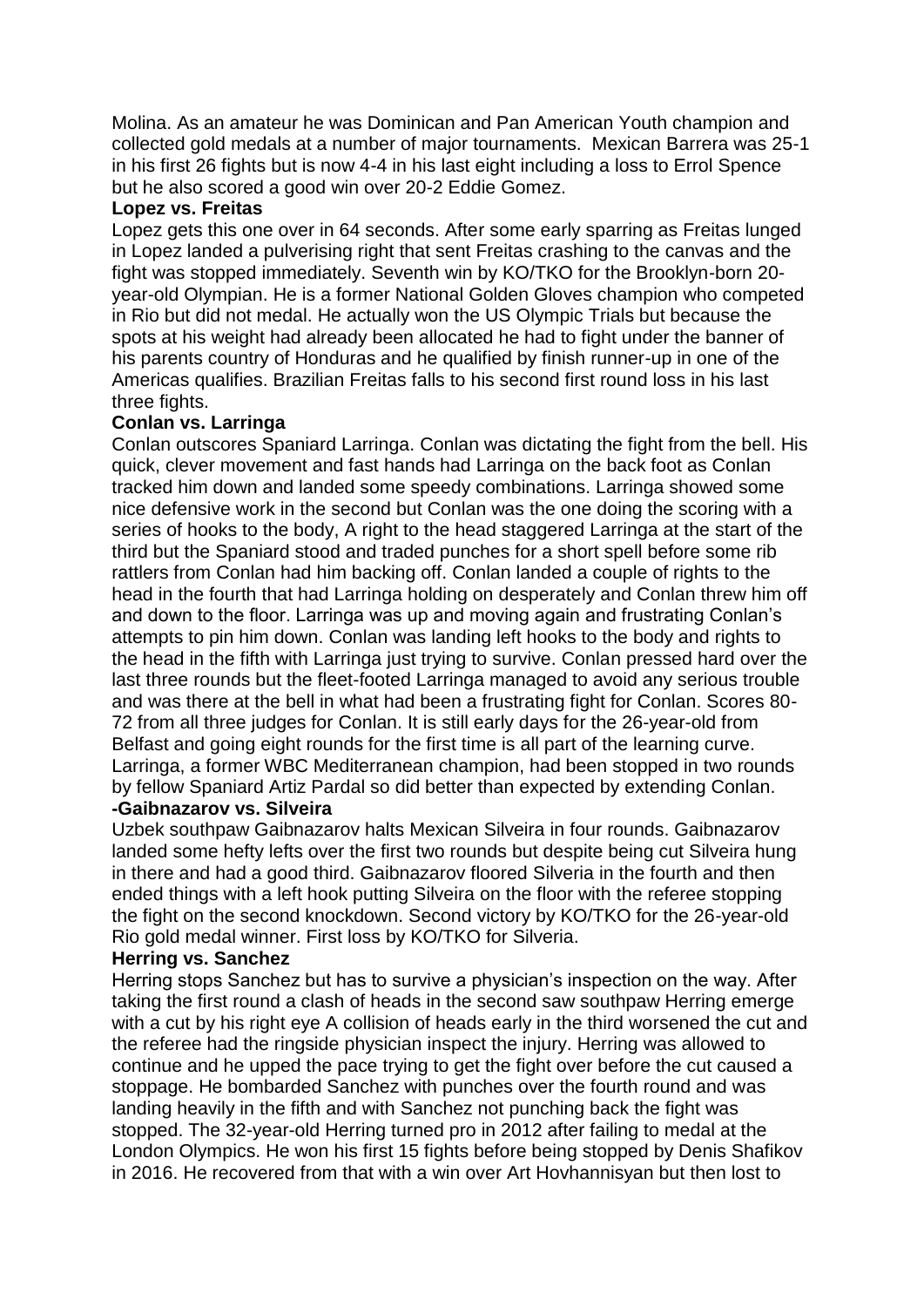Molina. As an amateur he was Dominican and Pan American Youth champion and collected gold medals at a number of major tournaments. Mexican Barrera was 25-1 in his first 26 fights but is now 4-4 in his last eight including a loss to Errol Spence but he also scored a good win over 20-2 Eddie Gomez.

**Lopez vs. Freitas**

Lopez gets this one over in 64 seconds. After some early sparring as Freitas lunged in Lopez landed a pulverising right that sent Freitas crashing to the canvas and the fight was stopped immediately. Seventh win by KO/TKO for the Brooklyn-born 20-year-old Olympian. He is a former National Golden Gloves champion who competed in Rio but did not medal. He actually won the US Olympic Trials but because the spots at his weight had already been allocated he had to fight under the banner of his parents country of Honduras and he qualified by finish runner-up in one of the Americas qualifies. Brazilian Freitas falls to his second first round loss in his last three fights.

**Conlan vs. Larringa**

Conlan outscores Spaniard Larringa. Conlan was dictating the fight from the bell. His quick, clever movement and fast hands had Larringa on the back foot as Conlan tracked him down and landed some speedy combinations. Larringa showed some nice defensive work in the second but Conlan was the one doing the scoring with a series of hooks to the body, A right to the head staggered Larringa at the start of the third but the Spaniard stood and traded punches for a short spell before some rib rattlers from Conlan had him backing off. Conlan landed a couple of rights to the head in the fourth that had Larringa holding on desperately and Conlan threw him off and down to the floor. Larringa was up and moving again and frustrating Conlan's attempts to pin him down. Conlan was landing left hooks to the body and rights to the head in the fifth with Larringa just trying to survive. Conlan pressed hard over the last three rounds but the fleet-footed Larringa managed to avoid any serious trouble and was there at the bell in what had been a frustrating fight for Conlan. Scores 80-72 from all three judges for Conlan. It is still early days for the 26-year-old from Belfast and going eight rounds for the first time is all part of the learning curve. Larringa, a former WBC Mediterranean champion, had been stopped in two rounds by fellow Spaniard Artiz Pardal so did better than expected by extending Conlan.

**-Gaibnazarov vs. Silveira**

Uzbek southpaw Gaibnazarov halts Mexican Silveira in four rounds. Gaibnazarov landed some hefty lefts over the first two rounds but despite being cut Silveira hung in there and had a good third. Gaibnazarov floored Silveria in the fourth and then ended things with a left hook putting Silveira on the floor with the referee stopping the fight on the second knockdown. Second victory by KO/TKO for the 26-year-old Rio gold medal winner. First loss by KO/TKO for Silveria.

**Herring vs. Sanchez**

Herring stops Sanchez but has to survive a physician's inspection on the way. After taking the first round a clash of heads in the second saw southpaw Herring emerge with a cut by his right eye A collision of heads early in the third worsened the cut and the referee had the ringside physician inspect the injury. Herring was allowed to continue and he upped the pace trying to get the fight over before the cut caused a stoppage. He bombarded Sanchez with punches over the fourth round and was landing heavily in the fifth and with Sanchez not punching back the fight was stopped. The 32-year-old Herring turned pro in 2012 after failing to medal at the London Olympics. He won his first 15 fights before being stopped by Denis Shafikov in 2016. He recovered from that with a win over Art Hovhannisyan but then lost to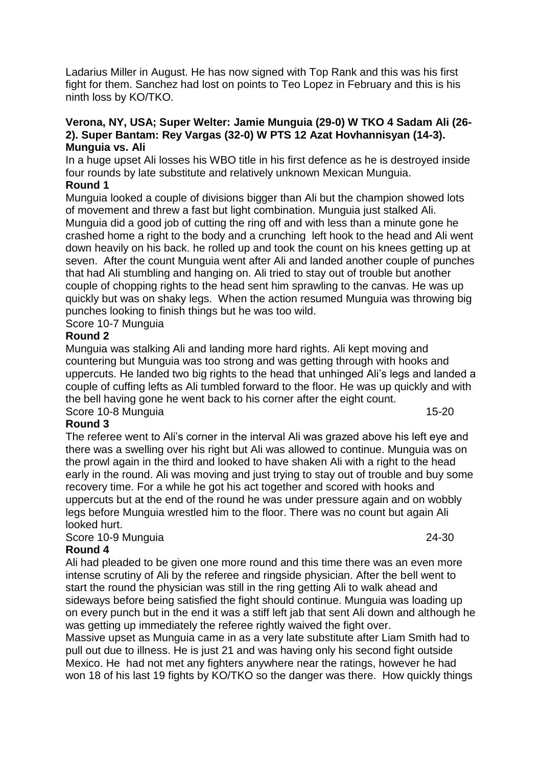Ladarius Miller in August. He has now signed with Top Rank and this was his first fight for them. Sanchez had lost on points to Teo Lopez in February and this is his ninth loss by KO/TKO.

**Verona, NY, USA; Super Welter: Jamie Munguia (29-0) W TKO 4 Sadam Ali (26-2). Super Bantam: Rey Vargas (32-0) W PTS 12 Azat Hovhannisyan (14-3).**

**Munguia vs. Ali**

In a huge upset Ali losses his WBO title in his first defence as he is destroyed inside four rounds by late substitute and relatively unknown Mexican Munguia.

**Round 1**

Munguia looked a couple of divisions bigger than Ali but the champion showed lots of movement and threw a fast but light combination. Munguia just stalked Ali. Munguia did a good job of cutting the ring off and with less than a minute gone he crashed home a right to the body and a crunching left hook to the head and Ali went down heavily on his back. he rolled up and took the count on his knees getting up at seven. After the count Munguia went after Ali and landed another couple of punches that had Ali stumbling and hanging on. Ali tried to stay out of trouble but another couple of chopping rights to the head sent him sprawling to the canvas. He was up quickly but was on shaky legs. When the action resumed Munguia was throwing big punches looking to finish things but he was too wild.

Score 10-7 Munguia

**Round 2**

Munguia was stalking Ali and landing more hard rights. Ali kept moving and countering but Munguia was too strong and was getting through with hooks and uppercuts. He landed two big rights to the head that unhinged Ali's legs and landed a couple of cuffing lefts as Ali tumbled forward to the floor. He was up quickly and with the bell having gone he went back to his corner after the eight count.

Score 10-8 Munguia 15-20

**Round 3**

The referee went to Ali's corner in the interval Ali was grazed above his left eye and there was a swelling over his right but Ali was allowed to continue. Munguia was on the prowl again in the third and looked to have shaken Ali with a right to the head early in the round. Ali was moving and just trying to stay out of trouble and buy some recovery time. For a while he got his act together and scored with hooks and uppercuts but at the end of the round he was under pressure again and on wobbly legs before Munguia wrestled him to the floor. There was no count but again Ali looked hurt.

Score 10-9 Munguia 24-30

**Round 4**

Ali had pleaded to be given one more round and this time there was an even more intense scrutiny of Ali by the referee and ringside physician. After the bell went to start the round the physician was still in the ring getting Ali to walk ahead and sideways before being satisfied the fight should continue. Munguia was loading up on every punch but in the end it was a stiff left jab that sent Ali down and although he was getting up immediately the referee rightly waived the fight over.

Massive upset as Munguia came in as a very late substitute after Liam Smith had to pull out due to illness. He is just 21 and was having only his second fight outside Mexico. He had not met any fighters anywhere near the ratings, however he had won 18 of his last 19 fights by KO/TKO so the danger was there. How quickly things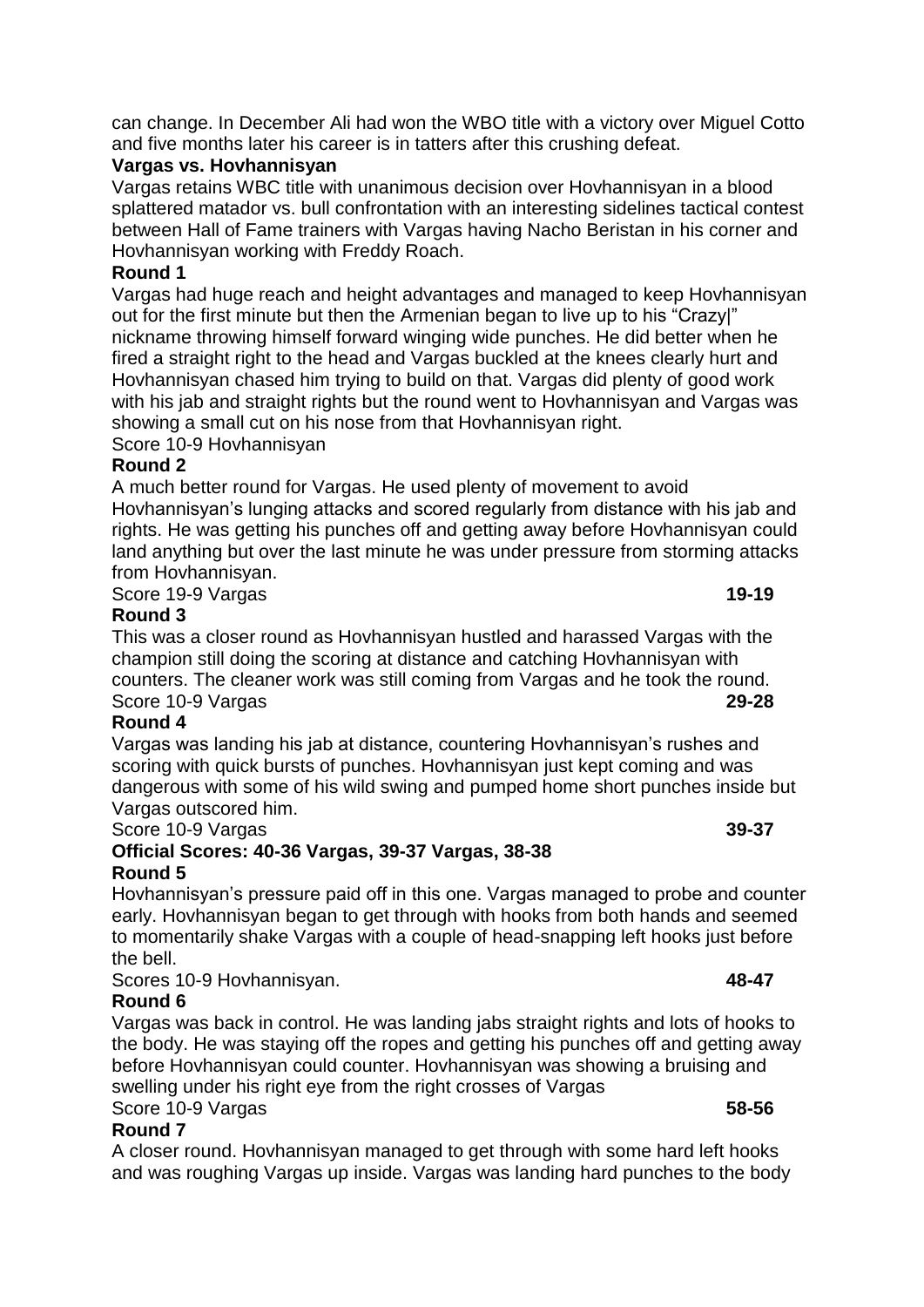can change. In December Ali had won the WBO title with a victory over Miguel Cotto and five months later his career is in tatters after this crushing defeat.

**Vargas vs. Hovhannisyan**

Vargas retains WBC title with unanimous decision over Hovhannisyan in a blood splattered matador vs. bull confrontation with an interesting sidelines tactical contest between Hall of Fame trainers with Vargas having Nacho Beristan in his corner and Hovhannisyan working with Freddy Roach.

**Round 1**

Vargas had huge reach and height advantages and managed to keep Hovhannisyan out for the first minute but then the Armenian began to live up to his "Crazy|" nickname throwing himself forward winging wide punches. He did better when he fired a straight right to the head and Vargas buckled at the knees clearly hurt and Hovhannisyan chased him trying to build on that. Vargas did plenty of good work with his jab and straight rights but the round went to Hovhannisyan and Vargas was showing a small cut on his nose from that Hovhannisyan right.

Score 10-9 Hovhannisyan

**Round 2**

A much better round for Vargas. He used plenty of movement to avoid Hovhannisyan's lunging attacks and scored regularly from distance with his jab and rights. He was getting his punches off and getting away before Hovhannisyan could land anything but over the last minute he was under pressure from storming attacks from Hovhannisyan.

Score 19-9 Vargas **19-19**

**Round 3**

This was a closer round as Hovhannisyan hustled and harassed Vargas with the champion still doing the scoring at distance and catching Hovhannisyan with counters. The cleaner work was still coming from Vargas and he took the round.

Score 10-9 Vargas **29-28**

**Round 4**

Vargas was landing his jab at distance, countering Hovhannisyan's rushes and scoring with quick bursts of punches. Hovhannisyan just kept coming and was dangerous with some of his wild swing and pumped home short punches inside but Vargas outscored him.

Score 10-9 Vargas **39-37**

**Official Scores: 40-36 Vargas, 39-37 Vargas, 38-38**

**Round 5**

Hovhannisyan's pressure paid off in this one. Vargas managed to probe and counter early. Hovhannisyan began to get through with hooks from both hands and seemed to momentarily shake Vargas with a couple of head-snapping left hooks just before the bell.

Scores 10-9 Hovhannisyan. **48-47**

**Round 6**

Vargas was back in control. He was landing jabs straight rights and lots of hooks to the body. He was staying off the ropes and getting his punches off and getting away before Hovhannisyan could counter. Hovhannisyan was showing a bruising and swelling under his right eye from the right crosses of Vargas

Score 10-9 Vargas **58-56**

**Round 7**

A closer round. Hovhannisyan managed to get through with some hard left hooks and was roughing Vargas up inside. Vargas was landing hard punches to the body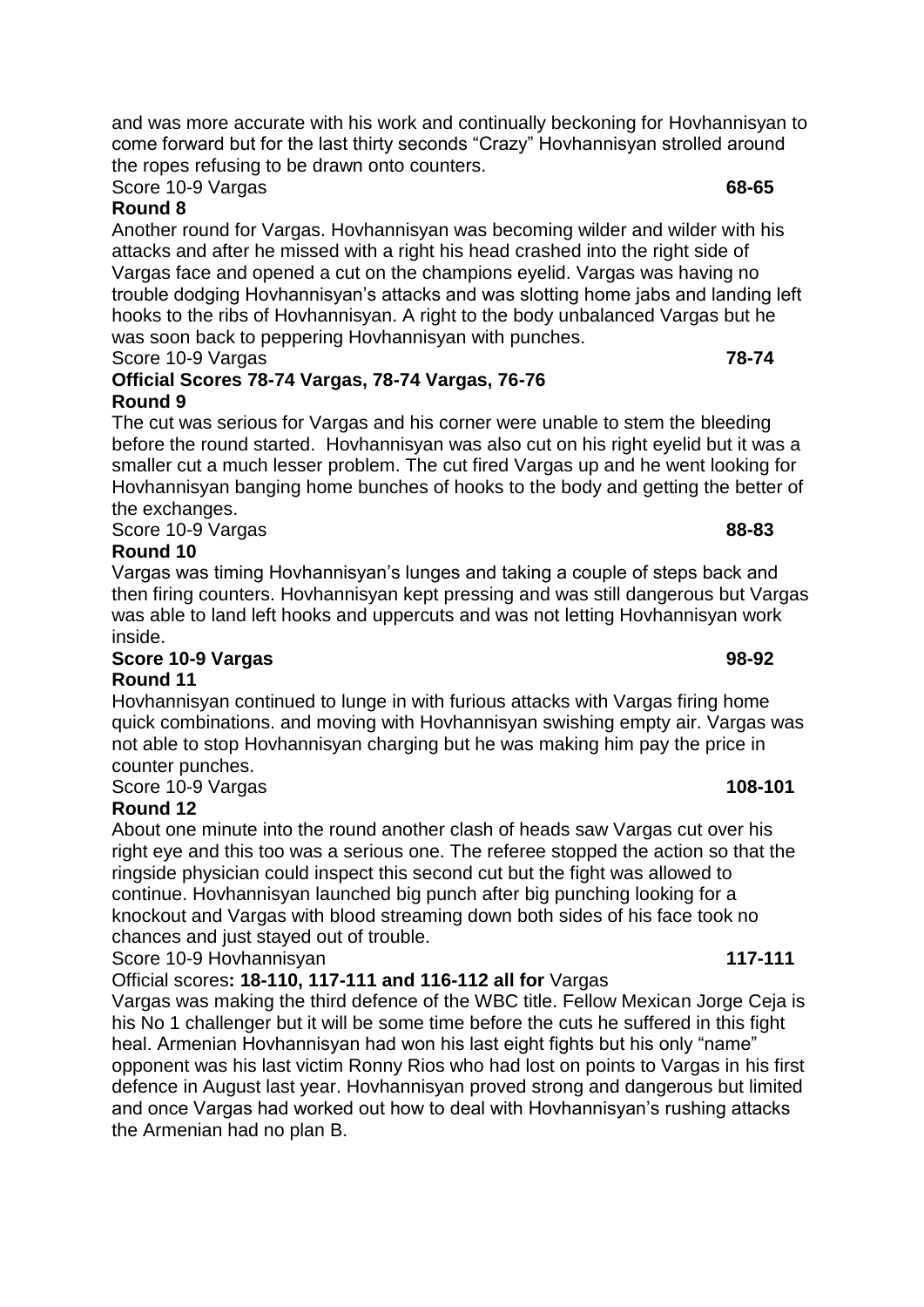and was more accurate with his work and continually beckoning for Hovhannisyan to come forward but for the last thirty seconds "Crazy" Hovhannisyan strolled around the ropes refusing to be drawn onto counters.

Score 10-9 Vargas **68-65**

**Round 8**

Another round for Vargas. Hovhannisyan was becoming wilder and wilder with his attacks and after he missed with a right his head crashed into the right side of Vargas face and opened a cut on the champions eyelid. Vargas was having no trouble dodging Hovhannisyan's attacks and was slotting home jabs and landing left hooks to the ribs of Hovhannisyan. A right to the body unbalanced Vargas but he was soon back to peppering Hovhannisyan with punches.

Score 10-9 Vargas **78-74**

**Official Scores 78-74 Vargas, 78-74 Vargas, 76-76**

**Round 9**

The cut was serious for Vargas and his corner were unable to stem the bleeding before the round started. Hovhannisyan was also cut on his right eyelid but it was a smaller cut a much lesser problem. The cut fired Vargas up and he went looking for Hovhannisyan banging home bunches of hooks to the body and getting the better of the exchanges.

Score 10-9 Vargas **88-83**

**Round 10**

Vargas was timing Hovhannisyan's lunges and taking a couple of steps back and then firing counters. Hovhannisyan kept pressing and was still dangerous but Vargas was able to land left hooks and uppercuts and was not letting Hovhannisyan work inside.

**Score 10-9 Vargas 98-92**

**Round 11**

Hovhannisyan continued to lunge in with furious attacks with Vargas firing home quick combinations. and moving with Hovhannisyan swishing empty air. Vargas was not able to stop Hovhannisyan charging but he was making him pay the price in counter punches.

Score 10-9 Vargas **108-101**

**Round 12**

About one minute into the round another clash of heads saw Vargas cut over his right eye and this too was a serious one. The referee stopped the action so that the ringside physician could inspect this second cut but the fight was allowed to continue. Hovhannisyan launched big punch after big punching looking for a knockout and Vargas with blood streaming down both sides of his face took no chances and just stayed out of trouble.

Score 10-9 Hovhannisyan **117-111**

Official scores**: 18-110, 117-111 and 116-112 all for** Vargas

Vargas was making the third defence of the WBC title. Fellow Mexican Jorge Ceja is his No 1 challenger but it will be some time before the cuts he suffered in this fight heal. Armenian Hovhannisyan had won his last eight fights but his only "name" opponent was his last victim Ronny Rios who had lost on points to Vargas in his first defence in August last year. Hovhannisyan proved strong and dangerous but limited and once Vargas had worked out how to deal with Hovhannisyan's rushing attacks the Armenian had no plan B.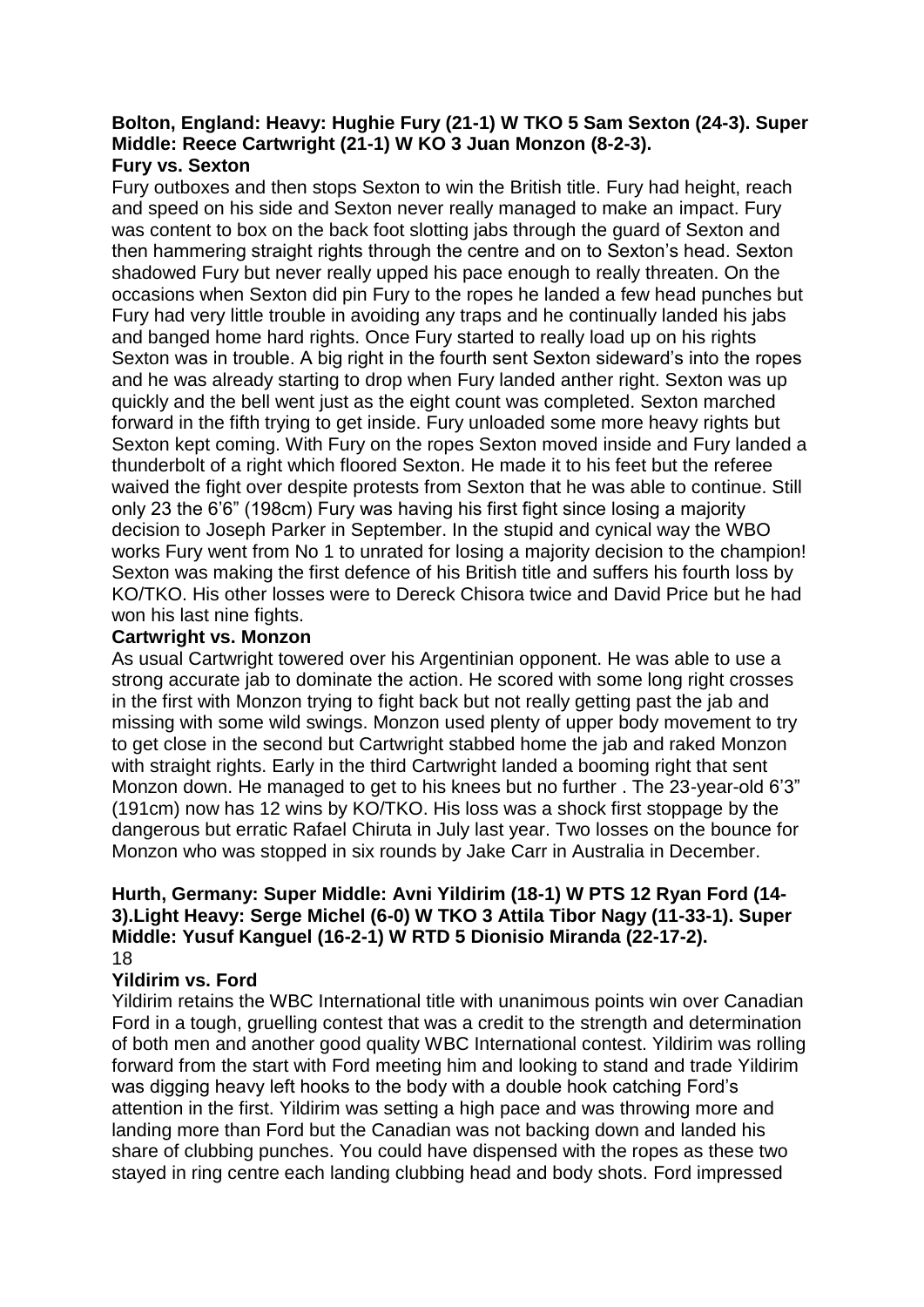**Bolton, England: Heavy: Hughie Fury (21-1) W TKO 5 Sam Sexton (24-3). Super Middle: Reece Cartwright (21-1) W KO 3 Juan Monzon (8-2-3).**

**Fury vs. Sexton**

Fury outboxes and then stops Sexton to win the British title. Fury had height, reach and speed on his side and Sexton never really managed to make an impact. Fury was content to box on the back foot slotting jabs through the guard of Sexton and then hammering straight rights through the centre and on to Sexton's head. Sexton shadowed Fury but never really upped his pace enough to really threaten. On the occasions when Sexton did pin Fury to the ropes he landed a few head punches but Fury had very little trouble in avoiding any traps and he continually landed his jabs and banged home hard rights. Once Fury started to really load up on his rights Sexton was in trouble. A big right in the fourth sent Sexton sideward's into the ropes and he was already starting to drop when Fury landed anther right. Sexton was up quickly and the bell went just as the eight count was completed. Sexton marched forward in the fifth trying to get inside. Fury unloaded some more heavy rights but Sexton kept coming. With Fury on the ropes Sexton moved inside and Fury landed a thunderbolt of a right which floored Sexton. He made it to his feet but the referee waived the fight over despite protests from Sexton that he was able to continue. Still only 23 the 6'6" (198cm) Fury was having his first fight since losing a majority decision to Joseph Parker in September. In the stupid and cynical way the WBO works Fury went from No 1 to unrated for losing a majority decision to the champion! Sexton was making the first defence of his British title and suffers his fourth loss by KO/TKO. His other losses were to Dereck Chisora twice and David Price but he had won his last nine fights.

**Cartwright vs. Monzon**

As usual Cartwright towered over his Argentinian opponent. He was able to use a strong accurate jab to dominate the action. He scored with some long right crosses in the first with Monzon trying to fight back but not really getting past the jab and missing with some wild swings. Monzon used plenty of upper body movement to try to get close in the second but Cartwright stabbed home the jab and raked Monzon with straight rights. Early in the third Cartwright landed a booming right that sent Monzon down. He managed to get to his knees but no further . The 23-year-old 6'3" (191cm) now has 12 wins by KO/TKO. His loss was a shock first stoppage by the dangerous but erratic Rafael Chiruta in July last year. Two losses on the bounce for Monzon who was stopped in six rounds by Jake Carr in Australia in December.

**Hurth, Germany: Super Middle: Avni Yildirim (18-1) W PTS 12 Ryan Ford (14-3).Light Heavy: Serge Michel (6-0) W TKO 3 Attila Tibor Nagy (11-33-1). Super Middle: Yusuf Kanguel (16-2-1) W RTD 5 Dionisio Miranda (22-17-2).**

18

**Yildirim vs. Ford**

Yildirim retains the WBC International title with unanimous points win over Canadian Ford in a tough, gruelling contest that was a credit to the strength and determination of both men and another good quality WBC International contest. Yildirim was rolling forward from the start with Ford meeting him and looking to stand and trade Yildirim was digging heavy left hooks to the body with a double hook catching Ford's attention in the first. Yildirim was setting a high pace and was throwing more and landing more than Ford but the Canadian was not backing down and landed his share of clubbing punches. You could have dispensed with the ropes as these two stayed in ring centre each landing clubbing head and body shots. Ford impressed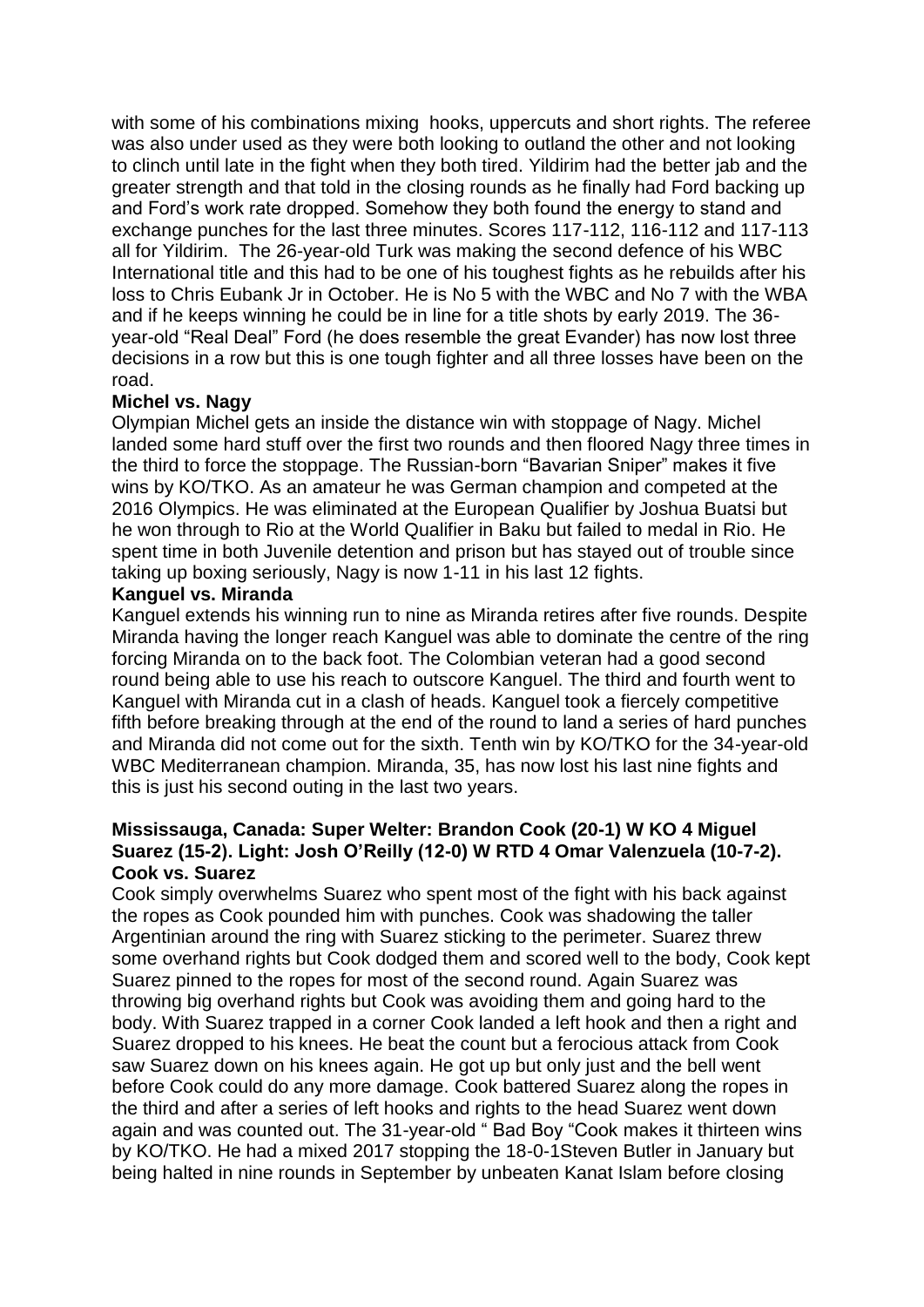with some of his combinations mixing hooks, uppercuts and short rights. The referee was also under used as they were both looking to outland the other and not looking to clinch until late in the fight when they both tired. Yildirim had the better jab and the greater strength and that told in the closing rounds as he finally had Ford backing up and Ford's work rate dropped. Somehow they both found the energy to stand and exchange punches for the last three minutes. Scores 117-112, 116-112 and 117-113 all for Yildirim. The 26-year-old Turk was making the second defence of his WBC International title and this had to be one of his toughest fights as he rebuilds after his loss to Chris Eubank Jr in October. He is No 5 with the WBC and No 7 with the WBA and if he keeps winning he could be in line for a title shots by early 2019. The 36-year-old "Real Deal" Ford (he does resemble the great Evander) has now lost three decisions in a row but this is one tough fighter and all three losses have been on the road.

**Michel vs. Nagy**

Olympian Michel gets an inside the distance win with stoppage of Nagy. Michel landed some hard stuff over the first two rounds and then floored Nagy three times in the third to force the stoppage. The Russian-born "Bavarian Sniper" makes it five wins by KO/TKO. As an amateur he was German champion and competed at the 2016 Olympics. He was eliminated at the European Qualifier by Joshua Buatsi but he won through to Rio at the World Qualifier in Baku but failed to medal in Rio. He spent time in both Juvenile detention and prison but has stayed out of trouble since taking up boxing seriously, Nagy is now 1-11 in his last 12 fights.

**Kanguel vs. Miranda**

Kanguel extends his winning run to nine as Miranda retires after five rounds. Despite Miranda having the longer reach Kanguel was able to dominate the centre of the ring forcing Miranda on to the back foot. The Colombian veteran had a good second round being able to use his reach to outscore Kanguel. The third and fourth went to Kanguel with Miranda cut in a clash of heads. Kanguel took a fiercely competitive fifth before breaking through at the end of the round to land a series of hard punches and Miranda did not come out for the sixth. Tenth win by KO/TKO for the 34-year-old WBC Mediterranean champion. Miranda, 35, has now lost his last nine fights and this is just his second outing in the last two years.

**Mississauga, Canada: Super Welter: Brandon Cook (20-1) W KO 4 Miguel Suarez (15-2). Light: Josh O'Reilly (12-0) W RTD 4 Omar Valenzuela (10-7-2).**

**Cook vs. Suarez**

Cook simply overwhelms Suarez who spent most of the fight with his back against the ropes as Cook pounded him with punches. Cook was shadowing the taller Argentinian around the ring with Suarez sticking to the perimeter. Suarez threw some overhand rights but Cook dodged them and scored well to the body, Cook kept Suarez pinned to the ropes for most of the second round. Again Suarez was throwing big overhand rights but Cook was avoiding them and going hard to the body. With Suarez trapped in a corner Cook landed a left hook and then a right and Suarez dropped to his knees. He beat the count but a ferocious attack from Cook saw Suarez down on his knees again. He got up but only just and the bell went before Cook could do any more damage. Cook battered Suarez along the ropes in the third and after a series of left hooks and rights to the head Suarez went down again and was counted out. The 31-year-old " Bad Boy "Cook makes it thirteen wins by KO/TKO. He had a mixed 2017 stopping the 18-0-1Steven Butler in January but being halted in nine rounds in September by unbeaten Kanat Islam before closing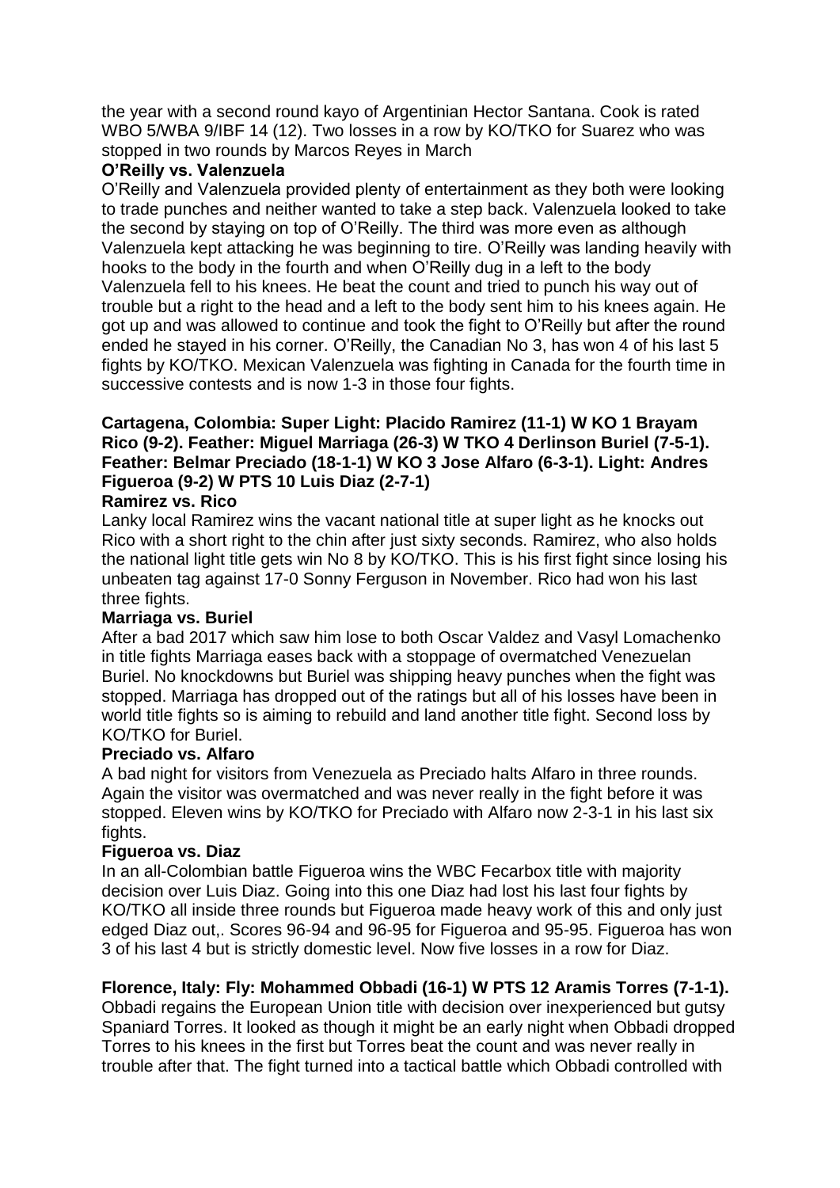the year with a second round kayo of Argentinian Hector Santana. Cook is rated WBO 5/WBA 9/IBF 14 (12). Two losses in a row by KO/TKO for Suarez who was stopped in two rounds by Marcos Reyes in March

**O'Reilly vs. Valenzuela**

O'Reilly and Valenzuela provided plenty of entertainment as they both were looking to trade punches and neither wanted to take a step back. Valenzuela looked to take the second by staying on top of O'Reilly. The third was more even as although Valenzuela kept attacking he was beginning to tire. O'Reilly was landing heavily with hooks to the body in the fourth and when O'Reilly dug in a left to the body Valenzuela fell to his knees. He beat the count and tried to punch his way out of trouble but a right to the head and a left to the body sent him to his knees again. He got up and was allowed to continue and took the fight to O'Reilly but after the round ended he stayed in his corner. O'Reilly, the Canadian No 3, has won 4 of his last 5 fights by KO/TKO. Mexican Valenzuela was fighting in Canada for the fourth time in successive contests and is now 1-3 in those four fights.

**Cartagena, Colombia: Super Light: Placido Ramirez (11-1) W KO 1 Brayam Rico (9-2). Feather: Miguel Marriaga (26-3) W TKO 4 Derlinson Buriel (7-5-1). Feather: Belmar Preciado (18-1-1) W KO 3 Jose Alfaro (6-3-1). Light: Andres Figueroa (9-2) W PTS 10 Luis Diaz (2-7-1)**

**Ramirez vs. Rico**

Lanky local Ramirez wins the vacant national title at super light as he knocks out Rico with a short right to the chin after just sixty seconds. Ramirez, who also holds the national light title gets win No 8 by KO/TKO. This is his first fight since losing his unbeaten tag against 17-0 Sonny Ferguson in November. Rico had won his last three fights.

**Marriaga vs. Buriel**

After a bad 2017 which saw him lose to both Oscar Valdez and Vasyl Lomachenko in title fights Marriaga eases back with a stoppage of overmatched Venezuelan Buriel. No knockdowns but Buriel was shipping heavy punches when the fight was stopped. Marriaga has dropped out of the ratings but all of his losses have been in world title fights so is aiming to rebuild and land another title fight. Second loss by KO/TKO for Buriel.

**Preciado vs. Alfaro**

A bad night for visitors from Venezuela as Preciado halts Alfaro in three rounds. Again the visitor was overmatched and was never really in the fight before it was stopped. Eleven wins by KO/TKO for Preciado with Alfaro now 2-3-1 in his last six fights.

**Figueroa vs. Diaz**

In an all-Colombian battle Figueroa wins the WBC Fecarbox title with majority decision over Luis Diaz. Going into this one Diaz had lost his last four fights by KO/TKO all inside three rounds but Figueroa made heavy work of this and only just edged Diaz out,. Scores 96-94 and 96-95 for Figueroa and 95-95. Figueroa has won 3 of his last 4 but is strictly domestic level. Now five losses in a row for Diaz.

**Florence, Italy: Fly: Mohammed Obbadi (16-1) W PTS 12 Aramis Torres (7-1-1).**

Obbadi regains the European Union title with decision over inexperienced but gutsy Spaniard Torres. It looked as though it might be an early night when Obbadi dropped Torres to his knees in the first but Torres beat the count and was never really in trouble after that. The fight turned into a tactical battle which Obbadi controlled with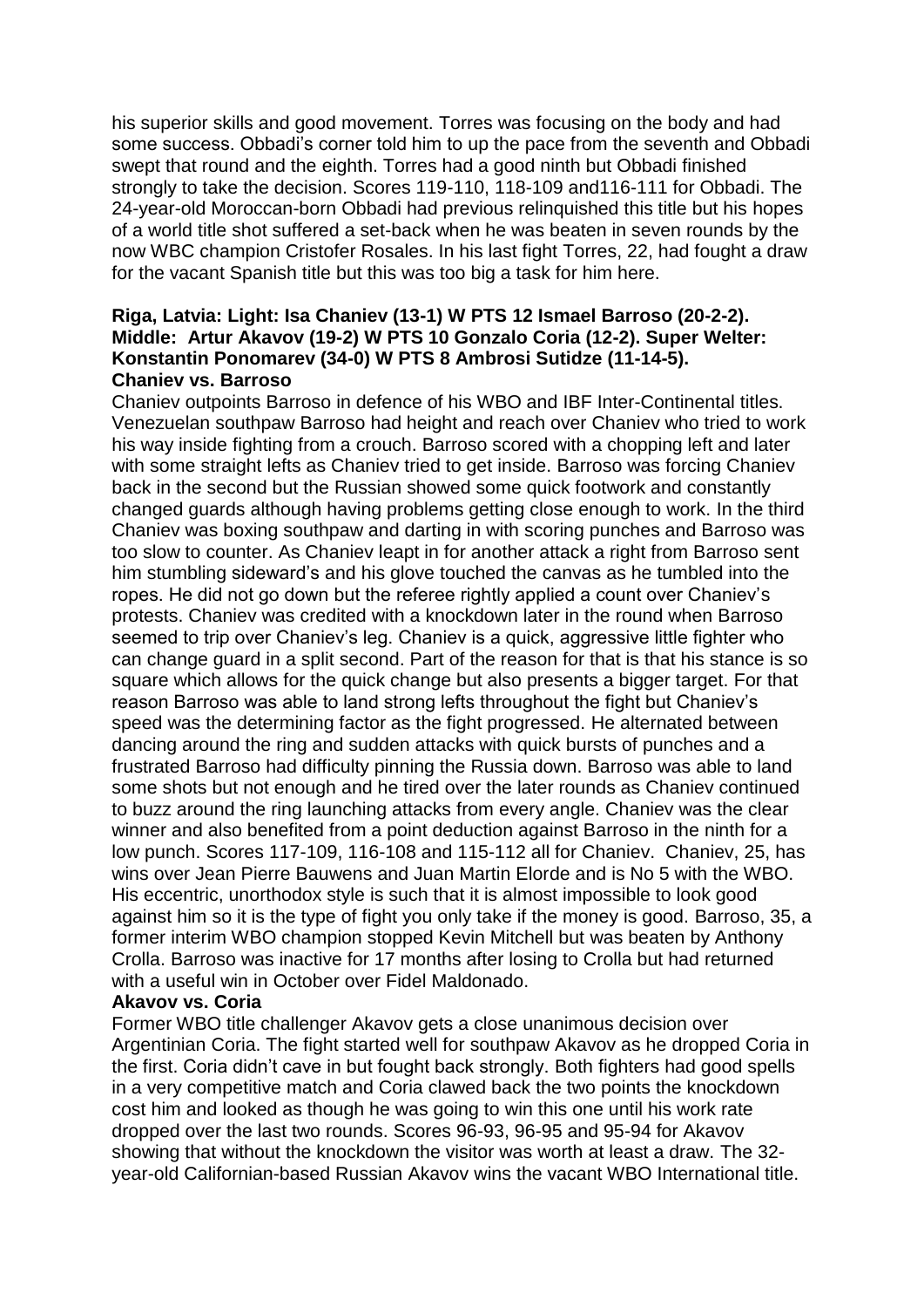his superior skills and good movement. Torres was focusing on the body and had some success. Obbadi's corner told him to up the pace from the seventh and Obbadi swept that round and the eighth. Torres had a good ninth but Obbadi finished strongly to take the decision. Scores 119-110, 118-109 and116-111 for Obbadi. The 24-year-old Moroccan-born Obbadi had previous relinquished this title but his hopes of a world title shot suffered a set-back when he was beaten in seven rounds by the now WBC champion Cristofer Rosales. In his last fight Torres, 22, had fought a draw for the vacant Spanish title but this was too big a task for him here.

**Riga, Latvia: Light: Isa Chaniev (13-1) W PTS 12 Ismael Barroso (20-2-2). Middle: Artur Akavov (19-2) W PTS 10 Gonzalo Coria (12-2). Super Welter: Konstantin Ponomarev (34-0) W PTS 8 Ambrosi Sutidze (11-14-5).**

**Chaniev vs. Barroso**

Chaniev outpoints Barroso in defence of his WBO and IBF Inter-Continental titles. Venezuelan southpaw Barroso had height and reach over Chaniev who tried to work his way inside fighting from a crouch. Barroso scored with a chopping left and later with some straight lefts as Chaniev tried to get inside. Barroso was forcing Chaniev back in the second but the Russian showed some quick footwork and constantly changed guards although having problems getting close enough to work. In the third Chaniev was boxing southpaw and darting in with scoring punches and Barroso was too slow to counter. As Chaniev leapt in for another attack a right from Barroso sent him stumbling sideward's and his glove touched the canvas as he tumbled into the ropes. He did not go down but the referee rightly applied a count over Chaniev's protests. Chaniev was credited with a knockdown later in the round when Barroso seemed to trip over Chaniev's leg. Chaniev is a quick, aggressive little fighter who can change guard in a split second. Part of the reason for that is that his stance is so square which allows for the quick change but also presents a bigger target. For that reason Barroso was able to land strong lefts throughout the fight but Chaniev's speed was the determining factor as the fight progressed. He alternated between dancing around the ring and sudden attacks with quick bursts of punches and a frustrated Barroso had difficulty pinning the Russia down. Barroso was able to land some shots but not enough and he tired over the later rounds as Chaniev continued to buzz around the ring launching attacks from every angle. Chaniev was the clear winner and also benefited from a point deduction against Barroso in the ninth for a low punch. Scores 117-109, 116-108 and 115-112 all for Chaniev. Chaniev, 25, has wins over Jean Pierre Bauwens and Juan Martin Elorde and is No 5 with the WBO. His eccentric, unorthodox style is such that it is almost impossible to look good against him so it is the type of fight you only take if the money is good. Barroso, 35, a former interim WBO champion stopped Kevin Mitchell but was beaten by Anthony Crolla. Barroso was inactive for 17 months after losing to Crolla but had returned with a useful win in October over Fidel Maldonado.

**Akavov vs. Coria**

Former WBO title challenger Akavov gets a close unanimous decision over Argentinian Coria. The fight started well for southpaw Akavov as he dropped Coria in the first. Coria didn't cave in but fought back strongly. Both fighters had good spells in a very competitive match and Coria clawed back the two points the knockdown cost him and looked as though he was going to win this one until his work rate dropped over the last two rounds. Scores 96-93, 96-95 and 95-94 for Akavov showing that without the knockdown the visitor was worth at least a draw. The 32-year-old Californian-based Russian Akavov wins the vacant WBO International title.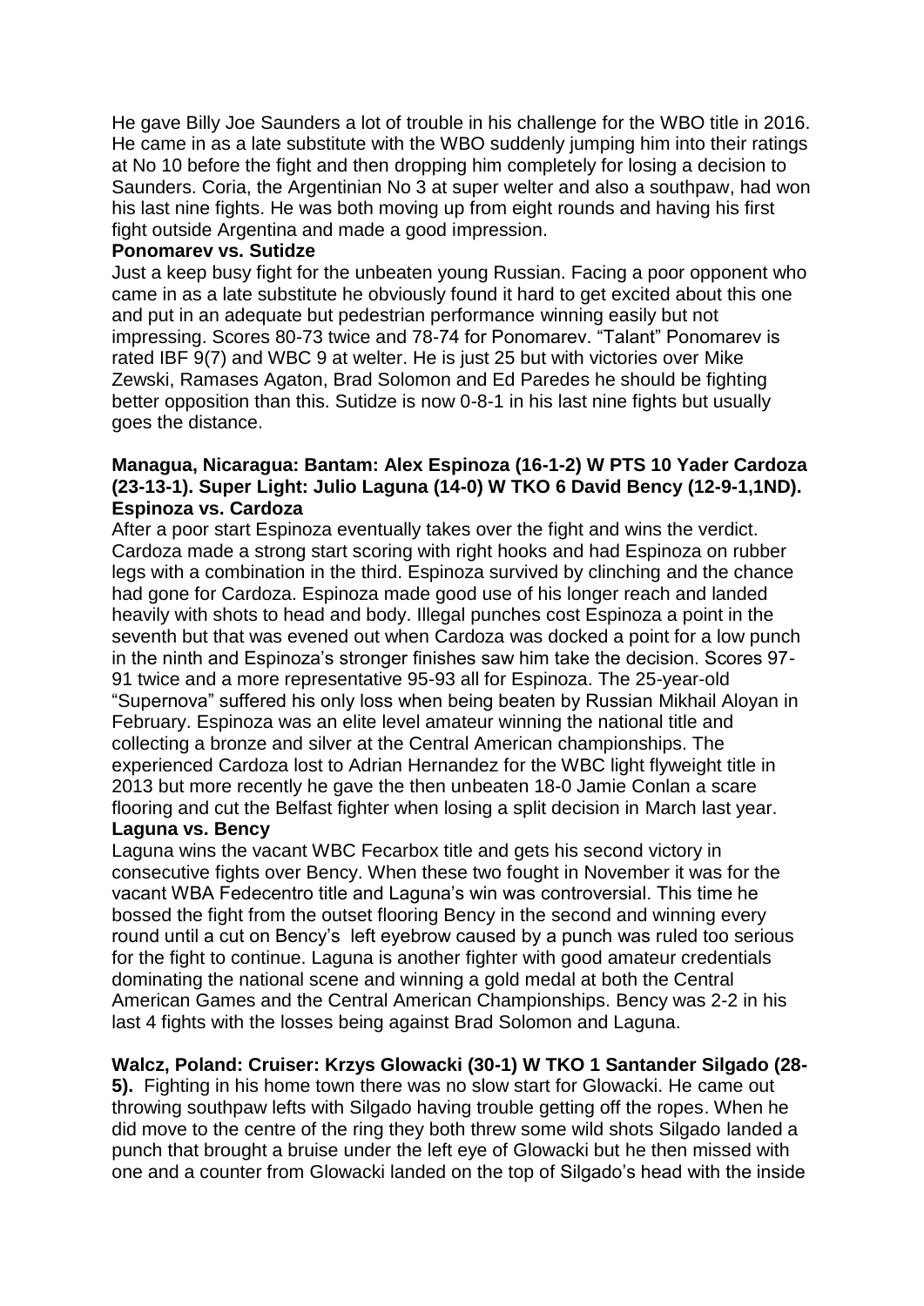He gave Billy Joe Saunders a lot of trouble in his challenge for the WBO title in 2016. He came in as a late substitute with the WBO suddenly jumping him into their ratings at No 10 before the fight and then dropping him completely for losing a decision to Saunders. Coria, the Argentinian No 3 at super welter and also a southpaw, had won his last nine fights. He was both moving up from eight rounds and having his first fight outside Argentina and made a good impression.

**Ponomarev vs. Sutidze**

Just a keep busy fight for the unbeaten young Russian. Facing a poor opponent who came in as a late substitute he obviously found it hard to get excited about this one and put in an adequate but pedestrian performance winning easily but not impressing. Scores 80-73 twice and 78-74 for Ponomarev. "Talant" Ponomarev is rated IBF 9(7) and WBC 9 at welter. He is just 25 but with victories over Mike Zewski, Ramases Agaton, Brad Solomon and Ed Paredes he should be fighting better opposition than this. Sutidze is now 0-8-1 in his last nine fights but usually goes the distance.

**Managua, Nicaragua: Bantam: Alex Espinoza (16-1-2) W PTS 10 Yader Cardoza (23-13-1). Super Light: Julio Laguna (14-0) W TKO 6 David Bency (12-9-1,1ND).**

**Espinoza vs. Cardoza**

After a poor start Espinoza eventually takes over the fight and wins the verdict. Cardoza made a strong start scoring with right hooks and had Espinoza on rubber legs with a combination in the third. Espinoza survived by clinching and the chance had gone for Cardoza. Espinoza made good use of his longer reach and landed heavily with shots to head and body. Illegal punches cost Espinoza a point in the seventh but that was evened out when Cardoza was docked a point for a low punch in the ninth and Espinoza's stronger finishes saw him take the decision. Scores 97-91 twice and a more representative 95-93 all for Espinoza. The 25-year-old "Supernova" suffered his only loss when being beaten by Russian Mikhail Aloyan in February. Espinoza was an elite level amateur winning the national title and collecting a bronze and silver at the Central American championships. The experienced Cardoza lost to Adrian Hernandez for the WBC light flyweight title in 2013 but more recently he gave the then unbeaten 18-0 Jamie Conlan a scare flooring and cut the Belfast fighter when losing a split decision in March last year.

**Laguna vs. Bency**

Laguna wins the vacant WBC Fecarbox title and gets his second victory in consecutive fights over Bency. When these two fought in November it was for the vacant WBA Fedecentro title and Laguna's win was controversial. This time he bossed the fight from the outset flooring Bency in the second and winning every round until a cut on Bency's left eyebrow caused by a punch was ruled too serious for the fight to continue. Laguna is another fighter with good amateur credentials dominating the national scene and winning a gold medal at both the Central American Games and the Central American Championships. Bency was 2-2 in his last 4 fights with the losses being against Brad Solomon and Laguna.

**Walcz, Poland: Cruiser: Krzys Glowacki (30-1) W TKO 1 Santander Silgado (28-5).** Fighting in his home town there was no slow start for Glowacki. He came out throwing southpaw lefts with Silgado having trouble getting off the ropes. When he did move to the centre of the ring they both threw some wild shots Silgado landed a punch that brought a bruise under the left eye of Glowacki but he then missed with one and a counter from Glowacki landed on the top of Silgado's head with the inside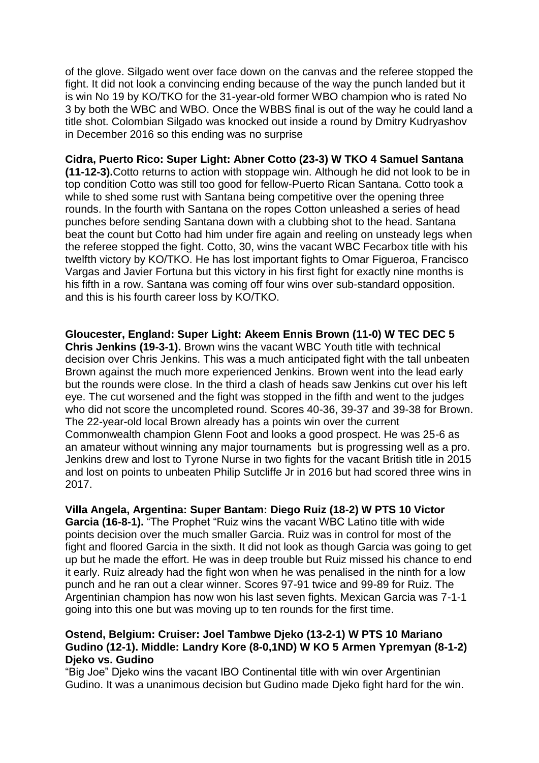of the glove. Silgado went over face down on the canvas and the referee stopped the fight. It did not look a convincing ending because of the way the punch landed but it is win No 19 by KO/TKO for the 31-year-old former WBO champion who is rated No 3 by both the WBC and WBO. Once the WBBS final is out of the way he could land a title shot. Colombian Silgado was knocked out inside a round by Dmitry Kudryashov in December 2016 so this ending was no surprise

**Cidra, Puerto Rico: Super Light: Abner Cotto (23-3) W TKO 4 Samuel Santana (11-12-3).** Cotto returns to action with stoppage win. Although he did not look to be in top condition Cotto was still too good for fellow-Puerto Rican Santana. Cotto took a while to shed some rust with Santana being competitive over the opening three rounds. In the fourth with Santana on the ropes Cotton unleashed a series of head punches before sending Santana down with a clubbing shot to the head. Santana beat the count but Cotto had him under fire again and reeling on unsteady legs when the referee stopped the fight. Cotto, 30, wins the vacant WBC Fecarbox title with his twelfth victory by KO/TKO. He has lost important fights to Omar Figueroa, Francisco Vargas and Javier Fortuna but this victory in his first fight for exactly nine months is his fifth in a row. Santana was coming off four wins over sub-standard opposition. and this is his fourth career loss by KO/TKO.

**Gloucester, England: Super Light: Akeem Ennis Brown (11-0) W TEC DEC 5 Chris Jenkins (19-3-1).** Brown wins the vacant WBC Youth title with technical decision over Chris Jenkins. This was a much anticipated fight with the tall unbeaten Brown against the much more experienced Jenkins. Brown went into the lead early but the rounds were close. In the third a clash of heads saw Jenkins cut over his left eye. The cut worsened and the fight was stopped in the fifth and went to the judges who did not score the uncompleted round. Scores 40-36, 39-37 and 39-38 for Brown. The 22-year-old local Brown already has a points win over the current Commonwealth champion Glenn Foot and looks a good prospect. He was 25-6 as an amateur without winning any major tournaments but is progressing well as a pro. Jenkins drew and lost to Tyrone Nurse in two fights for the vacant British title in 2015 and lost on points to unbeaten Philip Sutcliffe Jr in 2016 but had scored three wins in 2017.

**Villa Angela, Argentina: Super Bantam: Diego Ruiz (18-2) W PTS 10 Victor Garcia (16-8-1).** "The Prophet "Ruiz wins the vacant WBC Latino title with wide points decision over the much smaller Garcia. Ruiz was in control for most of the fight and floored Garcia in the sixth. It did not look as though Garcia was going to get up but he made the effort. He was in deep trouble but Ruiz missed his chance to end it early. Ruiz already had the fight won when he was penalised in the ninth for a low punch and he ran out a clear winner. Scores 97-91 twice and 99-89 for Ruiz. The Argentinian champion has now won his last seven fights. Mexican Garcia was 7-1-1 going into this one but was moving up to ten rounds for the first time.

**Ostend, Belgium: Cruiser: Joel Tambwe Djeko (13-2-1) W PTS 10 Mariano Gudino (12-1). Middle: Landry Kore (8-0,1ND) W KO 5 Armen Ypremyan (8-1-2) Djeko vs. Gudino**

"Big Joe" Djeko wins the vacant IBO Continental title with win over Argentinian Gudino. It was a unanimous decision but Gudino made Djeko fight hard for the win.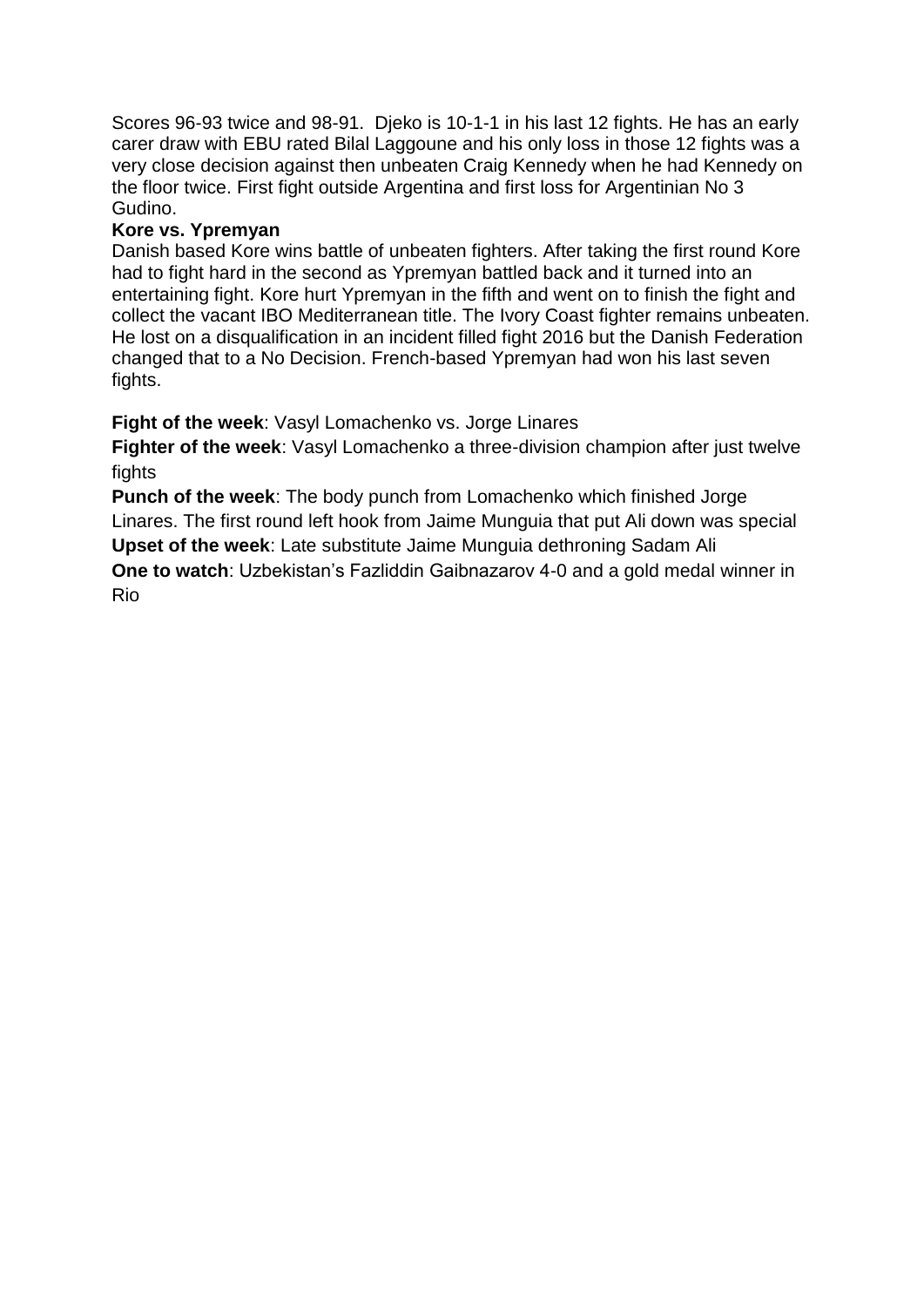Scores 96-93 twice and 98-91. Djeko is 10-1-1 in his last 12 fights. He has an early carer draw with EBU rated Bilal Laggoune and his only loss in those 12 fights was a very close decision against then unbeaten Craig Kennedy when he had Kennedy on the floor twice. First fight outside Argentina and first loss for Argentinian No 3 Gudino.

**Kore vs. Ypremyan**

Danish based Kore wins battle of unbeaten fighters. After taking the first round Kore had to fight hard in the second as Ypremyan battled back and it turned into an entertaining fight. Kore hurt Ypremyan in the fifth and went on to finish the fight and collect the vacant IBO Mediterranean title. The Ivory Coast fighter remains unbeaten. He lost on a disqualification in an incident filled fight 2016 but the Danish Federation changed that to a No Decision. French-based Ypremyan had won his last seven fights.

**Fight of the week**: Vasyl Lomachenko vs. Jorge Linares

**Fighter of the week**: Vasyl Lomachenko a three-division champion after just twelve fights

**Punch of the week**: The body punch from Lomachenko which finished Jorge Linares. The first round left hook from Jaime Munguia that put Ali down was special

**Upset of the week**: Late substitute Jaime Munguia dethroning Sadam Ali

**One to watch**: Uzbekistan's Fazliddin Gaibnazarov 4-0 and a gold medal winner in Rio